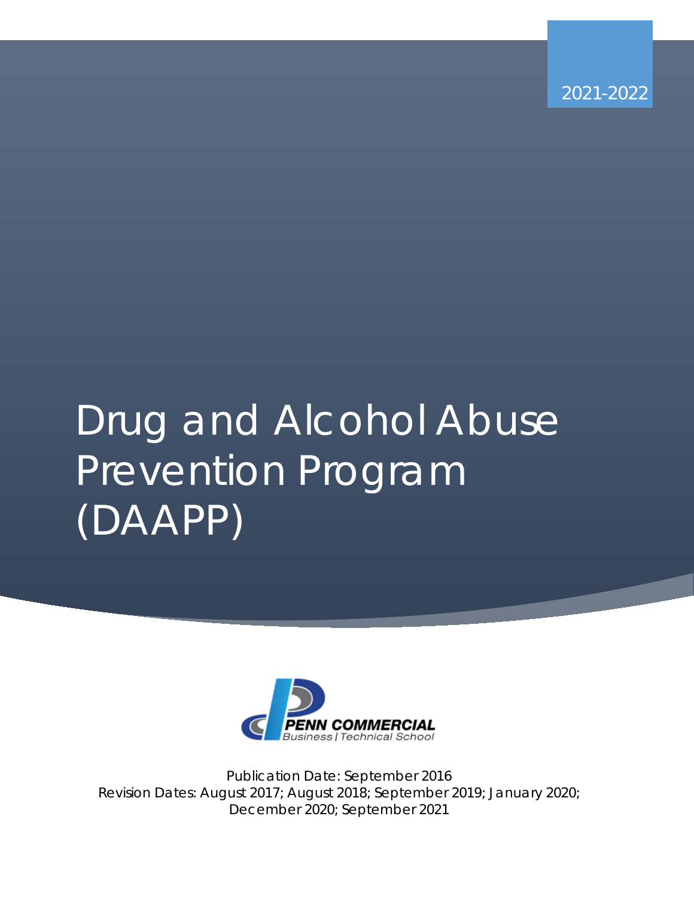2021-2022

# Drug and Alcohol Abuse Prevention Program (DAAPP)

PENN COMMERCIAL
Business | Technical School

Publication Date: September 2016
Revision Dates: August 2017; August 2018; September 2019; January 2020; December 2020; September 2021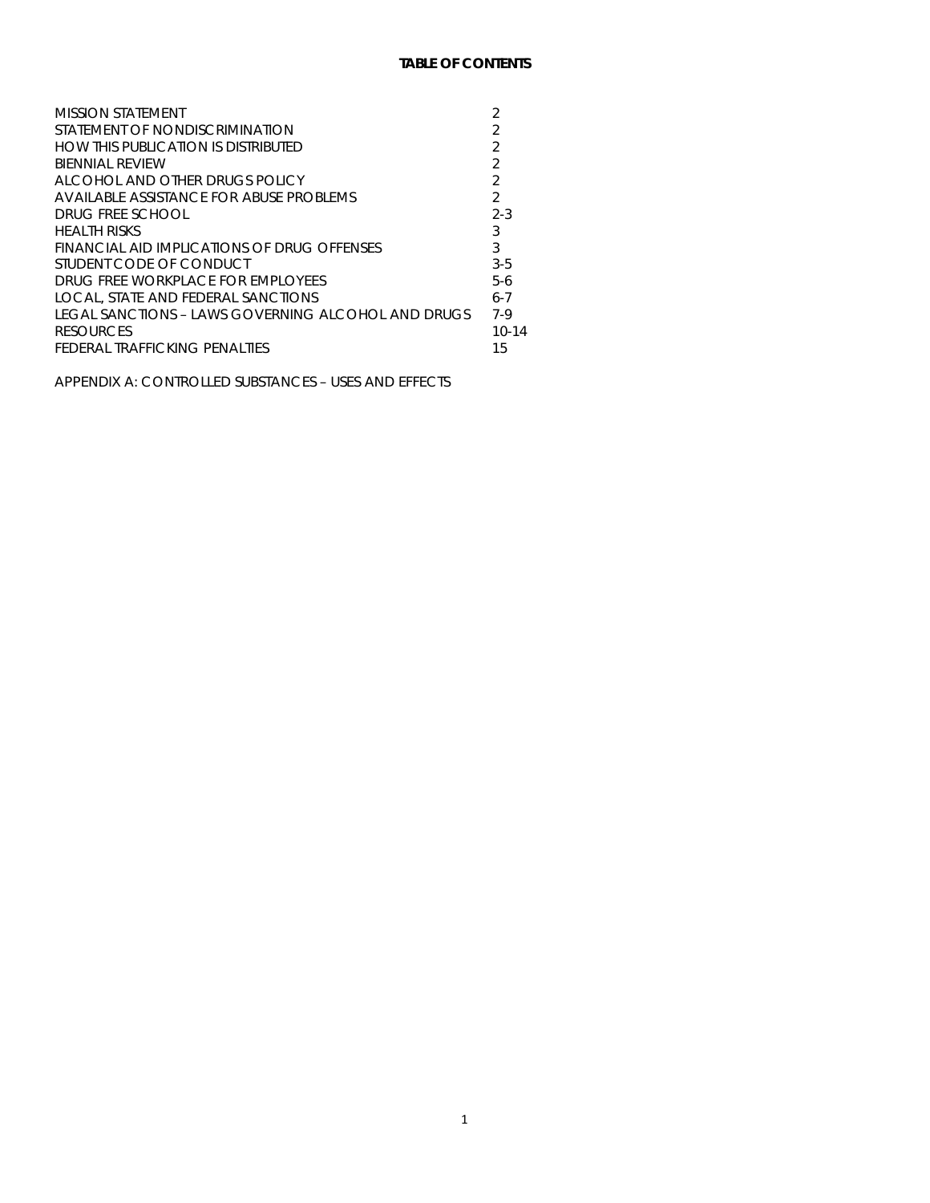**TABLE OF CONTENTS**

| | |
|---|---|
| MISSION STATEMENT | 2 |
| STATEMENT OF NONDISCRIMINATION | 2 |
| HOW THIS PUBLICATION IS DISTRIBUTED | 2 |
| BIENNIAL REVIEW | 2 |
| ALCOHOL AND OTHER DRUGS POLICY | 2 |
| AVAILABLE ASSISTANCE FOR ABUSE PROBLEMS | 2 |
| DRUG FREE SCHOOL | 2-3 |
| HEALTH RISKS | 3 |
| FINANCIAL AID IMPLICATIONS OF DRUG OFFENSES | 3 |
| STUDENT CODE OF CONDUCT | 3-5 |
| DRUG FREE WORKPLACE FOR EMPLOYEES | 5-6 |
| LOCAL, STATE AND FEDERAL SANCTIONS | 6-7 |
| LEGAL SANCTIONS – LAWS GOVERNING ALCOHOL AND DRUGS | 7-9 |
| RESOURCES | 10-14 |
| FEDERAL TRAFFICKING PENALTIES | 15 |

APPENDIX A: CONTROLLED SUBSTANCES – USES AND EFFECTS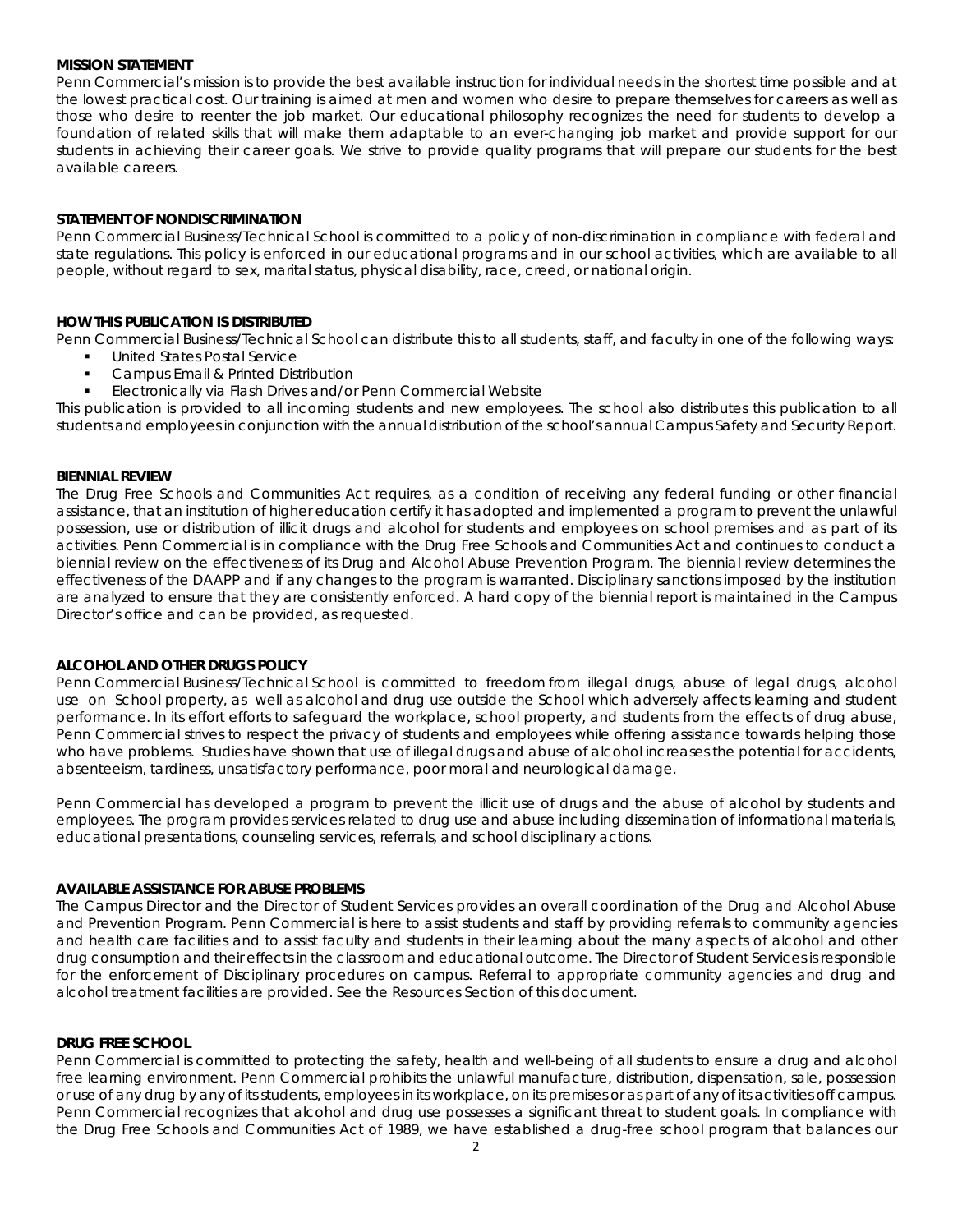**MISSION STATEMENT**

Penn Commercial's mission is to provide the best available instruction for individual needs in the shortest time possible and at the lowest practical cost. Our training is aimed at men and women who desire to prepare themselves for careers as well as those who desire to reenter the job market. Our educational philosophy recognizes the need for students to develop a foundation of related skills that will make them adaptable to an ever-changing job market and provide support for our students in achieving their career goals. We strive to provide quality programs that will prepare our students for the best available careers.

**STATEMENT OF NONDISCRIMINATION**

Penn Commercial Business/Technical School is committed to a policy of non-discrimination in compliance with federal and state regulations. This policy is enforced in our educational programs and in our school activities, which are available to all people, without regard to sex, marital status, physical disability, race, creed, or national origin.

**HOW THIS PUBLICATION IS DISTRIBUTED**

Penn Commercial Business/Technical School can distribute this to all students, staff, and faculty in one of the following ways:

- United States Postal Service
- Campus Email & Printed Distribution
- Electronically via Flash Drives and/or Penn Commercial Website

This publication is provided to all incoming students and new employees. The school also distributes this publication to all students and employees in conjunction with the annual distribution of the school's annual Campus Safety and Security Report.

**BIENNIAL REVIEW**

The Drug Free Schools and Communities Act requires, as a condition of receiving any federal funding or other financial assistance, that an institution of higher education certify it has adopted and implemented a program to prevent the unlawful possession, use or distribution of illicit drugs and alcohol for students and employees on school premises and as part of its activities. Penn Commercial is in compliance with the Drug Free Schools and Communities Act and continues to conduct a biennial review on the effectiveness of its Drug and Alcohol Abuse Prevention Program. The biennial review determines the effectiveness of the DAAPP and if any changes to the program is warranted. Disciplinary sanctions imposed by the institution are analyzed to ensure that they are consistently enforced. A hard copy of the biennial report is maintained in the Campus Director's office and can be provided, as requested.

**ALCOHOL AND OTHER DRUGS POLICY**

Penn Commercial Business/Technical School is committed to freedom from illegal drugs, abuse of legal drugs, alcohol use on School property, as well as alcohol and drug use outside the School which adversely affects learning and student performance. In its effort efforts to safeguard the workplace, school property, and students from the effects of drug abuse, Penn Commercial strives to respect the privacy of students and employees while offering assistance towards helping those who have problems. Studies have shown that use of illegal drugs and abuse of alcohol increases the potential for accidents, absenteeism, tardiness, unsatisfactory performance, poor moral and neurological damage.

Penn Commercial has developed a program to prevent the illicit use of drugs and the abuse of alcohol by students and employees. The program provides services related to drug use and abuse including dissemination of informational materials, educational presentations, counseling services, referrals, and school disciplinary actions.

**AVAILABLE ASSISTANCE FOR ABUSE PROBLEMS**

The Campus Director and the Director of Student Services provides an overall coordination of the Drug and Alcohol Abuse and Prevention Program. Penn Commercial is here to assist students and staff by providing referrals to community agencies and health care facilities and to assist faculty and students in their learning about the many aspects of alcohol and other drug consumption and their effects in the classroom and educational outcome. The Director of Student Services is responsible for the enforcement of Disciplinary procedures on campus. Referral to appropriate community agencies and drug and alcohol treatment facilities are provided. See the Resources Section of this document.

**DRUG FREE SCHOOL**

Penn Commercial is committed to protecting the safety, health and well-being of all students to ensure a drug and alcohol free learning environment. Penn Commercial prohibits the unlawful manufacture, distribution, dispensation, sale, possession or use of any drug by any of its students, employees in its workplace, on its premises or as part of any of its activities off campus. Penn Commercial recognizes that alcohol and drug use possesses a significant threat to student goals. In compliance with the Drug Free Schools and Communities Act of 1989, we have established a drug-free school program that balances our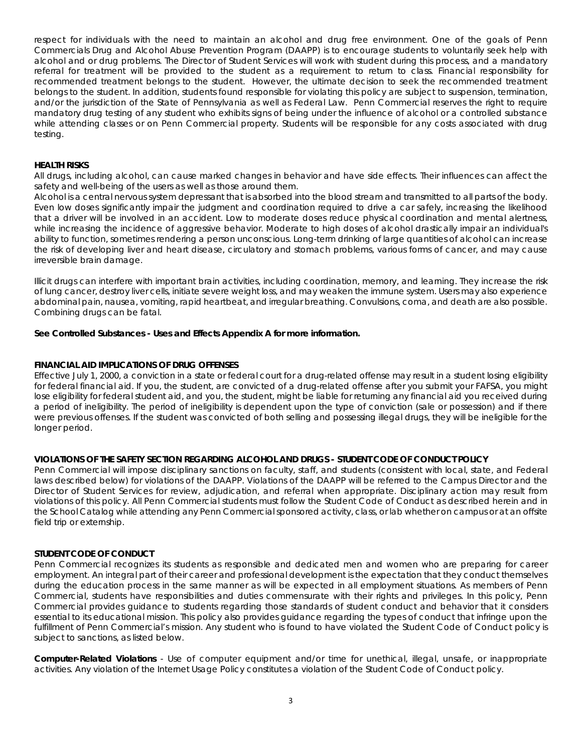respect for individuals with the need to maintain an alcohol and drug free environment. One of the goals of Penn Commercials Drug and Alcohol Abuse Prevention Program (DAAPP) is to encourage students to voluntarily seek help with alcohol and or drug problems. The Director of Student Services will work with student during this process, and a mandatory referral for treatment will be provided to the student as a requirement to return to class. Financial responsibility for recommended treatment belongs to the student. However, the ultimate decision to seek the recommended treatment belongs to the student. In addition, students found responsible for violating this policy are subject to suspension, termination, and/or the jurisdiction of the State of Pennsylvania as well as Federal Law. Penn Commercial reserves the right to require mandatory drug testing of any student who exhibits signs of being under the influence of alcohol or a controlled substance while attending classes or on Penn Commercial property. Students will be responsible for any costs associated with drug testing.

**HEALTH RISKS**

All drugs, including alcohol, can cause marked changes in behavior and have side effects. Their influences can affect the safety and well-being of the users as well as those around them.

Alcohol is a central nervous system depressant that is absorbed into the blood stream and transmitted to all parts of the body. Even low doses significantly impair the judgment and coordination required to drive a car safely, increasing the likelihood that a driver will be involved in an accident. Low to moderate doses reduce physical coordination and mental alertness, while increasing the incidence of aggressive behavior. Moderate to high doses of alcohol drastically impair an individual's ability to function, sometimes rendering a person unconscious. Long-term drinking of large quantities of alcohol can increase the risk of developing liver and heart disease, circulatory and stomach problems, various forms of cancer, and may cause irreversible brain damage.

Illicit drugs can interfere with important brain activities, including coordination, memory, and learning. They increase the risk of lung cancer, destroy liver cells, initiate severe weight loss, and may weaken the immune system. Users may also experience abdominal pain, nausea, vomiting, rapid heartbeat, and irregular breathing. Convulsions, coma, and death are also possible. Combining drugs can be fatal.

**See Controlled Substances - Uses and Effects Appendix A for more information.**

**FINANCIAL AID IMPLICATIONS OF DRUG OFFENSES**

Effective July 1, 2000, a conviction in a state or federal court for a drug-related offense may result in a student losing eligibility for federal financial aid. If you, the student, are convicted of a drug-related offense after you submit your FAFSA, you might lose eligibility for federal student aid, and you, the student, might be liable for returning any financial aid you received during a period of ineligibility. The period of ineligibility is dependent upon the type of conviction (sale or possession) and if there were previous offenses. If the student was convicted of both selling and possessing illegal drugs, they will be ineligible for the longer period.

**VIOLATIONS OF THE SAFETY SECTION REGARDING ALCOHOL AND DRUGS - STUDENT CODE OF CONDUCT POLICY**

Penn Commercial will impose disciplinary sanctions on faculty, staff, and students (consistent with local, state, and Federal laws described below) for violations of the DAAPP. Violations of the DAAPP will be referred to the Campus Director and the Director of Student Services for review, adjudication, and referral when appropriate. Disciplinary action may result from violations of this policy. All Penn Commercial students must follow the Student Code of Conduct as described herein and in the School Catalog while attending any Penn Commercial sponsored activity, class, or lab whether on campus or at an offsite field trip or externship.

**STUDENT CODE OF CONDUCT**

Penn Commercial recognizes its students as responsible and dedicated men and women who are preparing for career employment. An integral part of their career and professional development is the expectation that they conduct themselves during the education process in the same manner as will be expected in all employment situations. As members of Penn Commercial, students have responsibilities and duties commensurate with their rights and privileges. In this policy, Penn Commercial provides guidance to students regarding those standards of student conduct and behavior that it considers essential to its educational mission. This policy also provides guidance regarding the types of conduct that infringe upon the fulfillment of Penn Commercial's mission. Any student who is found to have violated the Student Code of Conduct policy is subject to sanctions, as listed below.

**Computer-Related Violations** - Use of computer equipment and/or time for unethical, illegal, unsafe, or inappropriate activities. Any violation of the Internet Usage Policy constitutes a violation of the Student Code of Conduct policy.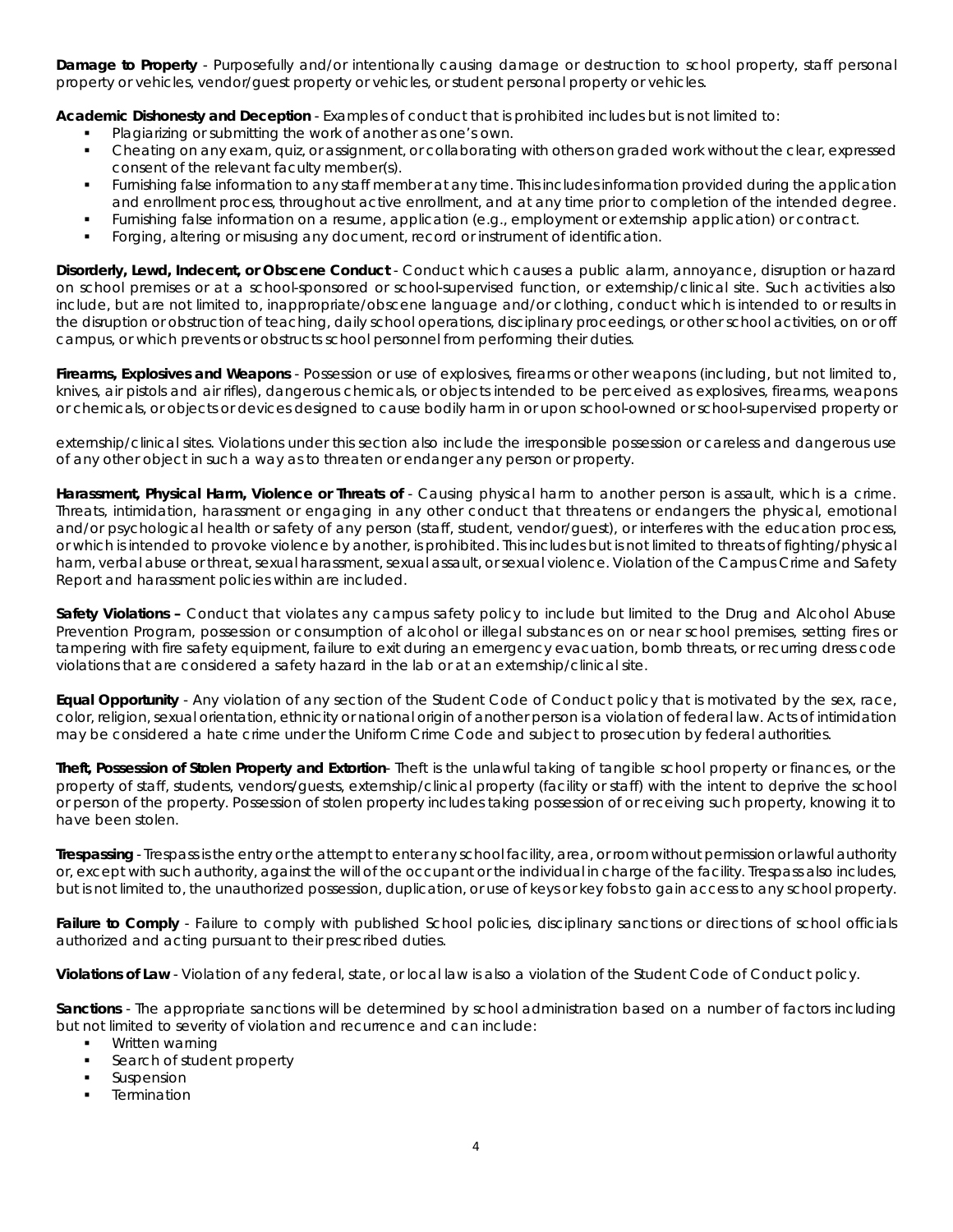**Damage to Property** - Purposefully and/or intentionally causing damage or destruction to school property, staff personal property or vehicles, vendor/guest property or vehicles, or student personal property or vehicles.

**Academic Dishonesty and Deception** - Examples of conduct that is prohibited includes but is not limited to:

- Plagiarizing or submitting the work of another as one's own.
- Cheating on any exam, quiz, or assignment, or collaborating with others on graded work without the clear, expressed consent of the relevant faculty member(s).
- Furnishing false information to any staff member at any time. This includes information provided during the application and enrollment process, throughout active enrollment, and at any time prior to completion of the intended degree.
- Furnishing false information on a resume, application (e.g., employment or externship application) or contract.
- Forging, altering or misusing any document, record or instrument of identification.

**Disorderly, Lewd, Indecent, or Obscene Conduct** - Conduct which causes a public alarm, annoyance, disruption or hazard on school premises or at a school-sponsored or school-supervised function, or externship/clinical site. Such activities also include, but are not limited to, inappropriate/obscene language and/or clothing, conduct which is intended to or results in the disruption or obstruction of teaching, daily school operations, disciplinary proceedings, or other school activities, on or off campus, or which prevents or obstructs school personnel from performing their duties.

**Firearms, Explosives and Weapons** - Possession or use of explosives, firearms or other weapons (including, but not limited to, knives, air pistols and air rifles), dangerous chemicals, or objects intended to be perceived as explosives, firearms, weapons or chemicals, or objects or devices designed to cause bodily harm in or upon school-owned or school-supervised property or externship/clinical sites. Violations under this section also include the irresponsible possession or careless and dangerous use of any other object in such a way as to threaten or endanger any person or property.

**Harassment, Physical Harm, Violence or Threats of** - Causing physical harm to another person is assault, which is a crime. Threats, intimidation, harassment or engaging in any other conduct that threatens or endangers the physical, emotional and/or psychological health or safety of any person (staff, student, vendor/guest), or interferes with the education process, or which is intended to provoke violence by another, is prohibited. This includes but is not limited to threats of fighting/physical harm, verbal abuse or threat, sexual harassment, sexual assault, or sexual violence. Violation of the Campus Crime and Safety Report and harassment policies within are included.

**Safety Violations –** Conduct that violates any campus safety policy to include but limited to the Drug and Alcohol Abuse Prevention Program, possession or consumption of alcohol or illegal substances on or near school premises, setting fires or tampering with fire safety equipment, failure to exit during an emergency evacuation, bomb threats, or recurring dress code violations that are considered a safety hazard in the lab or at an externship/clinical site.

**Equal Opportunity** - Any violation of any section of the Student Code of Conduct policy that is motivated by the sex, race, color, religion, sexual orientation, ethnicity or national origin of another person is a violation of federal law. Acts of intimidation may be considered a hate crime under the Uniform Crime Code and subject to prosecution by federal authorities.

**Theft, Possession of Stolen Property and Extortion**- Theft is the unlawful taking of tangible school property or finances, or the property of staff, students, vendors/guests, externship/clinical property (facility or staff) with the intent to deprive the school or person of the property. Possession of stolen property includes taking possession of or receiving such property, knowing it to have been stolen.

**Trespassing** - Trespass is the entry or the attempt to enter any school facility, area, or room without permission or lawful authority or, except with such authority, against the will of the occupant or the individual in charge of the facility. Trespass also includes, but is not limited to, the unauthorized possession, duplication, or use of keys or key fobs to gain access to any school property.

**Failure to Comply** - Failure to comply with published School policies, disciplinary sanctions or directions of school officials authorized and acting pursuant to their prescribed duties.

**Violations of Law** - Violation of any federal, state, or local law is also a violation of the Student Code of Conduct policy.

**Sanctions** - The appropriate sanctions will be determined by school administration based on a number of factors including but not limited to severity of violation and recurrence and can include:

- Written warning
- Search of student property
- Suspension
- Termination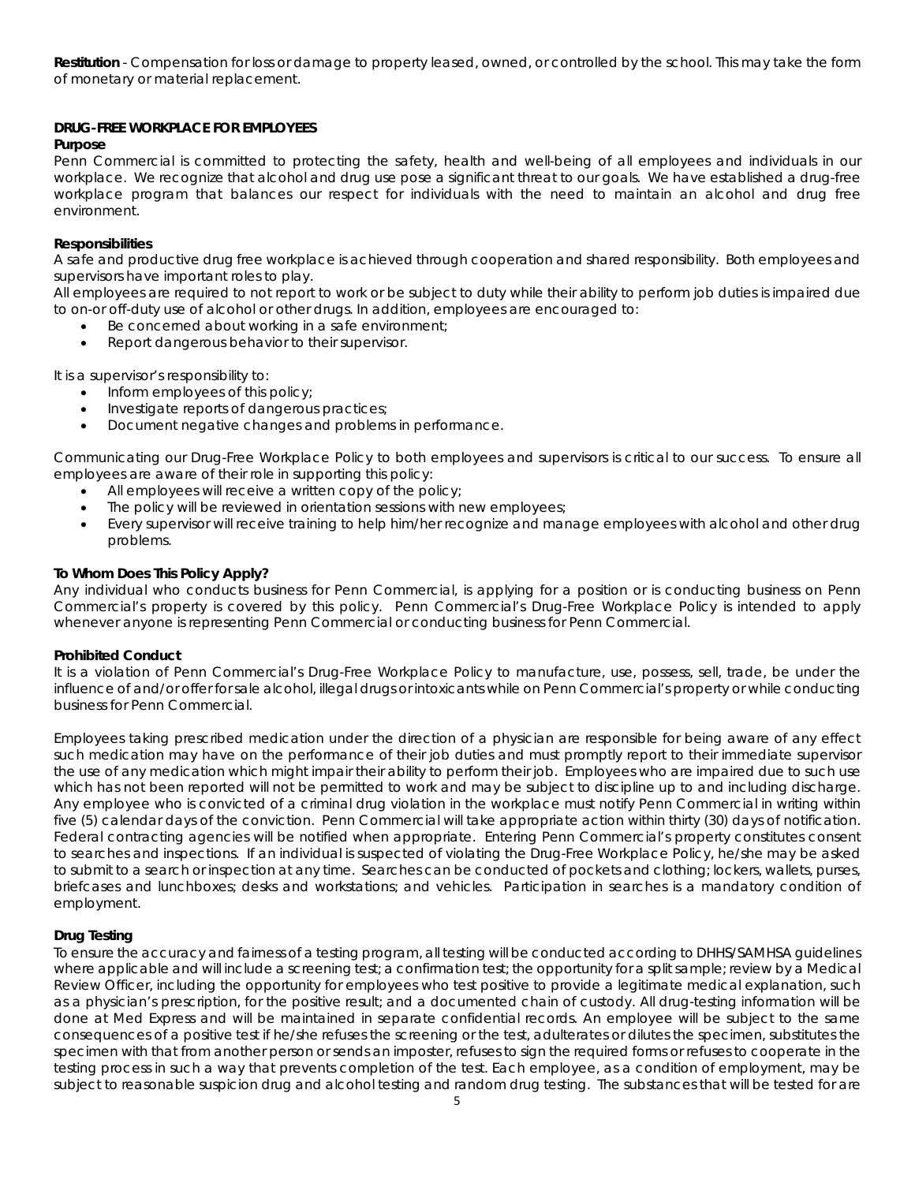**Restitution** - Compensation for loss or damage to property leased, owned, or controlled by the school. This may take the form of monetary or material replacement.

**DRUG-FREE WORKPLACE FOR EMPLOYEES**

**Purpose**

Penn Commercial is committed to protecting the safety, health and well-being of all employees and individuals in our workplace. We recognize that alcohol and drug use pose a significant threat to our goals. We have established a drug-free workplace program that balances our respect for individuals with the need to maintain an alcohol and drug free environment.

**Responsibilities**

A safe and productive drug free workplace is achieved through cooperation and shared responsibility. Both employees and supervisors have important roles to play.

All employees are required to not report to work or be subject to duty while their ability to perform job duties is impaired due to on-or off-duty use of alcohol or other drugs. In addition, employees are encouraged to:

- Be concerned about working in a safe environment;
- Report dangerous behavior to their supervisor.

It is a supervisor's responsibility to:

- Inform employees of this policy;
- Investigate reports of dangerous practices;
- Document negative changes and problems in performance.

Communicating our Drug-Free Workplace Policy to both employees and supervisors is critical to our success. To ensure all employees are aware of their role in supporting this policy:

- All employees will receive a written copy of the policy;
- The policy will be reviewed in orientation sessions with new employees;
- Every supervisor will receive training to help him/her recognize and manage employees with alcohol and other drug problems.

**To Whom Does This Policy Apply?**

Any individual who conducts business for Penn Commercial, is applying for a position or is conducting business on Penn Commercial's property is covered by this policy. Penn Commercial's Drug-Free Workplace Policy is intended to apply whenever anyone is representing Penn Commercial or conducting business for Penn Commercial.

**Prohibited Conduct**

It is a violation of Penn Commercial's Drug-Free Workplace Policy to manufacture, use, possess, sell, trade, be under the influence of and/or offer for sale alcohol, illegal drugs or intoxicants while on Penn Commercial's property or while conducting business for Penn Commercial.

Employees taking prescribed medication under the direction of a physician are responsible for being aware of any effect such medication may have on the performance of their job duties and must promptly report to their immediate supervisor the use of any medication which might impair their ability to perform their job. Employees who are impaired due to such use which has not been reported will not be permitted to work and may be subject to discipline up to and including discharge. Any employee who is convicted of a criminal drug violation in the workplace must notify Penn Commercial in writing within five (5) calendar days of the conviction. Penn Commercial will take appropriate action within thirty (30) days of notification. Federal contracting agencies will be notified when appropriate. Entering Penn Commercial's property constitutes consent to searches and inspections. If an individual is suspected of violating the Drug-Free Workplace Policy, he/she may be asked to submit to a search or inspection at any time. Searches can be conducted of pockets and clothing; lockers, wallets, purses, briefcases and lunchboxes; desks and workstations; and vehicles. Participation in searches is a mandatory condition of employment.

**Drug Testing**

To ensure the accuracy and fairness of a testing program, all testing will be conducted according to DHHS/SAMHSA guidelines where applicable and will include a screening test; a confirmation test; the opportunity for a split sample; review by a Medical Review Officer, including the opportunity for employees who test positive to provide a legitimate medical explanation, such as a physician's prescription, for the positive result; and a documented chain of custody. All drug-testing information will be done at Med Express and will be maintained in separate confidential records. An employee will be subject to the same consequences of a positive test if he/she refuses the screening or the test, adulterates or dilutes the specimen, substitutes the specimen with that from another person or sends an imposter, refuses to sign the required forms or refuses to cooperate in the testing process in such a way that prevents completion of the test. Each employee, as a condition of employment, may be subject to reasonable suspicion drug and alcohol testing and random drug testing. The substances that will be tested for are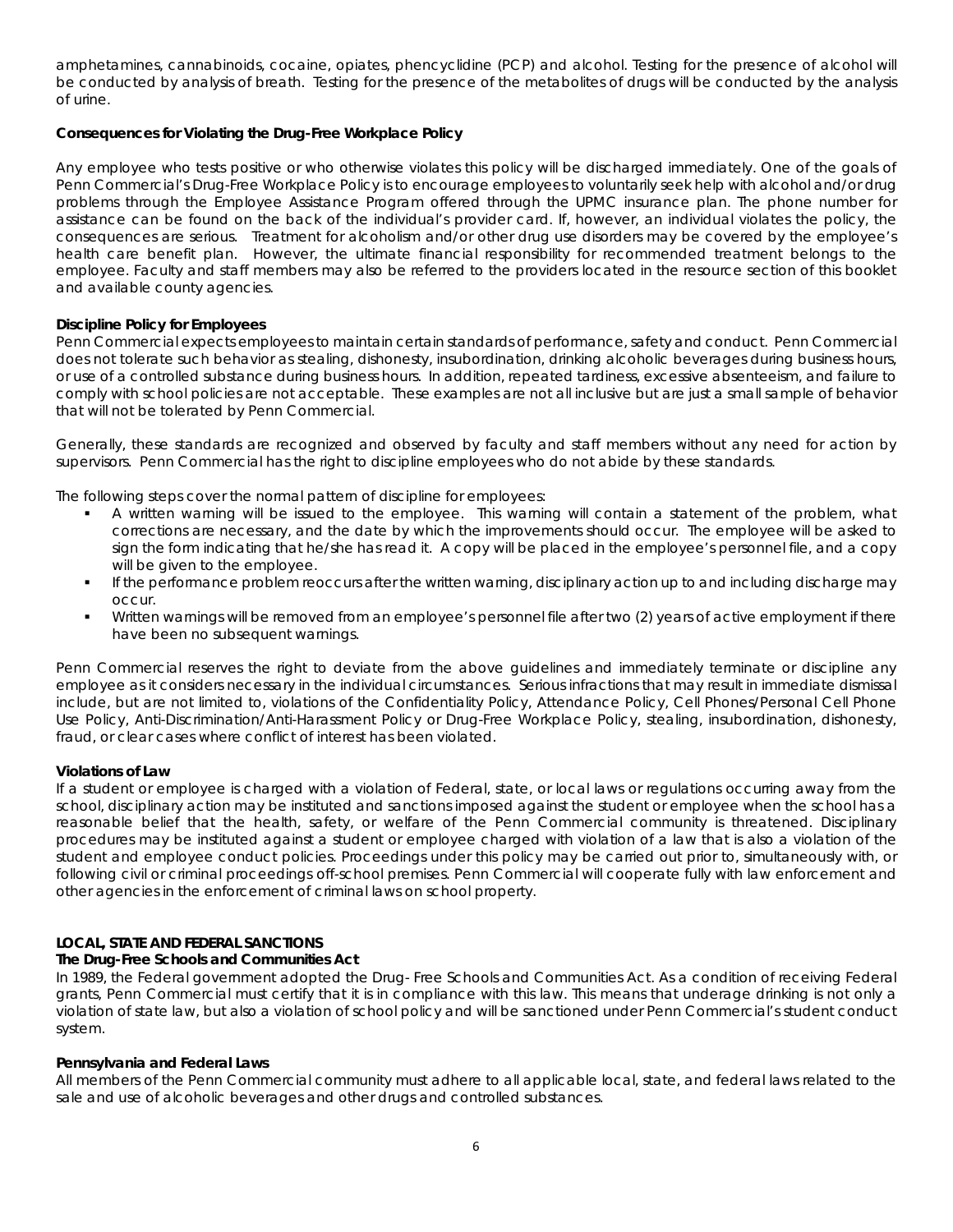amphetamines, cannabinoids, cocaine, opiates, phencyclidine (PCP) and alcohol. Testing for the presence of alcohol will be conducted by analysis of breath. Testing for the presence of the metabolites of drugs will be conducted by the analysis of urine.

**Consequences for Violating the Drug-Free Workplace Policy**

Any employee who tests positive or who otherwise violates this policy will be discharged immediately. One of the goals of Penn Commercial's Drug-Free Workplace Policy is to encourage employees to voluntarily seek help with alcohol and/or drug problems through the Employee Assistance Program offered through the UPMC insurance plan. The phone number for assistance can be found on the back of the individual's provider card. If, however, an individual violates the policy, the consequences are serious. Treatment for alcoholism and/or other drug use disorders may be covered by the employee's health care benefit plan. However, the ultimate financial responsibility for recommended treatment belongs to the employee. Faculty and staff members may also be referred to the providers located in the resource section of this booklet and available county agencies.

**Discipline Policy for Employees**

Penn Commercial expects employees to maintain certain standards of performance, safety and conduct. Penn Commercial does not tolerate such behavior as stealing, dishonesty, insubordination, drinking alcoholic beverages during business hours, or use of a controlled substance during business hours. In addition, repeated tardiness, excessive absenteeism, and failure to comply with school policies are not acceptable. These examples are not all inclusive but are just a small sample of behavior that will not be tolerated by Penn Commercial.

Generally, these standards are recognized and observed by faculty and staff members without any need for action by supervisors. Penn Commercial has the right to discipline employees who do not abide by these standards.

The following steps cover the normal pattern of discipline for employees:

- A written warning will be issued to the employee. This warning will contain a statement of the problem, what corrections are necessary, and the date by which the improvements should occur. The employee will be asked to sign the form indicating that he/she has read it. A copy will be placed in the employee's personnel file, and a copy will be given to the employee.
- If the performance problem reoccurs after the written warning, disciplinary action up to and including discharge may occur.
- Written warnings will be removed from an employee's personnel file after two (2) years of active employment if there have been no subsequent warnings.

Penn Commercial reserves the right to deviate from the above guidelines and immediately terminate or discipline any employee as it considers necessary in the individual circumstances. Serious infractions that may result in immediate dismissal include, but are not limited to, violations of the Confidentiality Policy, Attendance Policy, Cell Phones/Personal Cell Phone Use Policy, Anti-Discrimination/Anti-Harassment Policy or Drug-Free Workplace Policy, stealing, insubordination, dishonesty, fraud, or clear cases where conflict of interest has been violated.

**Violations of Law**

If a student or employee is charged with a violation of Federal, state, or local laws or regulations occurring away from the school, disciplinary action may be instituted and sanctions imposed against the student or employee when the school has a reasonable belief that the health, safety, or welfare of the Penn Commercial community is threatened. Disciplinary procedures may be instituted against a student or employee charged with violation of a law that is also a violation of the student and employee conduct policies. Proceedings under this policy may be carried out prior to, simultaneously with, or following civil or criminal proceedings off-school premises. Penn Commercial will cooperate fully with law enforcement and other agencies in the enforcement of criminal laws on school property.

## LOCAL, STATE AND FEDERAL SANCTIONS

**The Drug-Free Schools and Communities Act**

In 1989, the Federal government adopted the Drug- Free Schools and Communities Act. As a condition of receiving Federal grants, Penn Commercial must certify that it is in compliance with this law. This means that underage drinking is not only a violation of state law, but also a violation of school policy and will be sanctioned under Penn Commercial's student conduct system.

**Pennsylvania and Federal Laws**

All members of the Penn Commercial community must adhere to all applicable local, state, and federal laws related to the sale and use of alcoholic beverages and other drugs and controlled substances.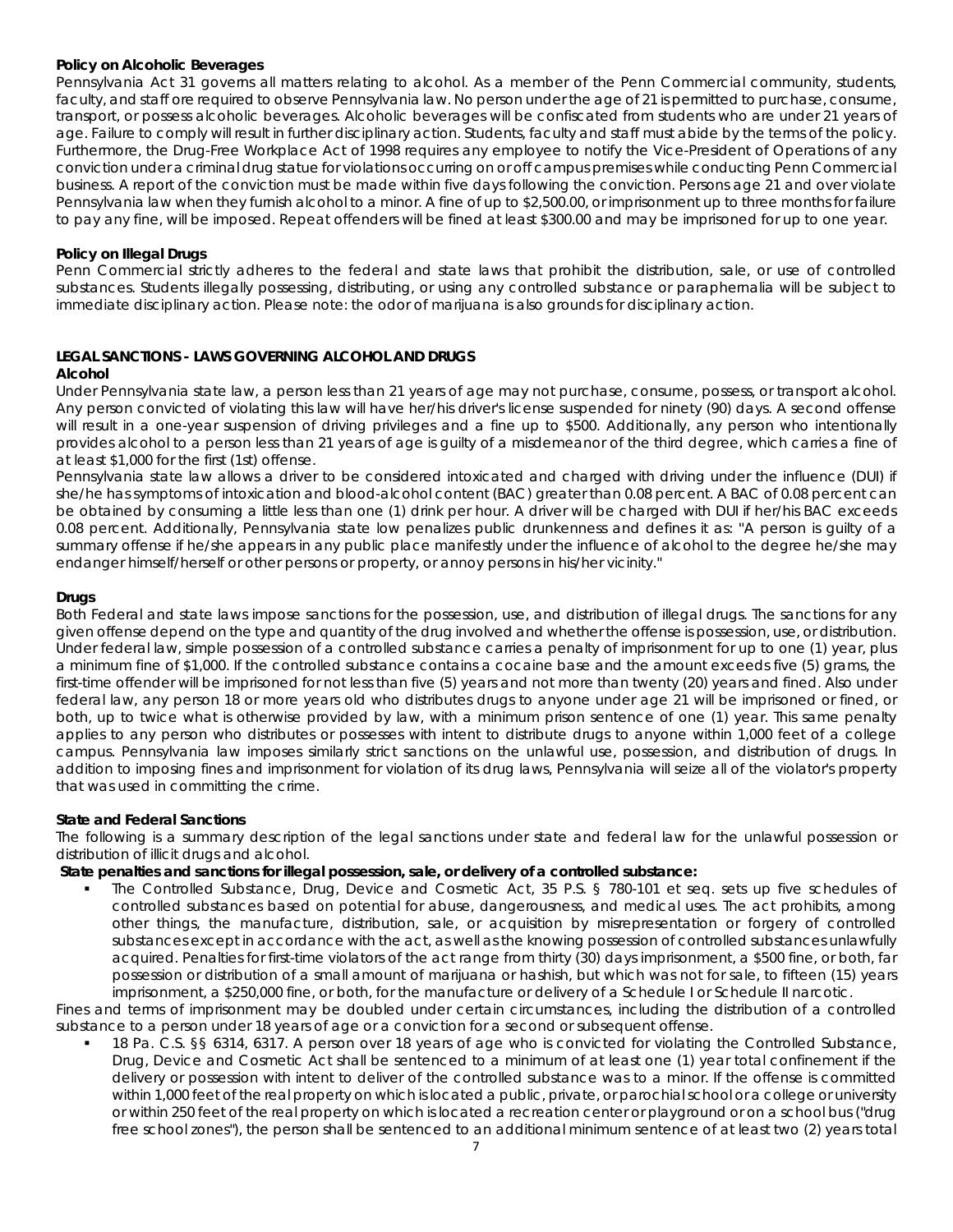**Policy on Alcoholic Beverages**

Pennsylvania Act 31 governs all matters relating to alcohol. As a member of the Penn Commercial community, students, faculty, and staff ore required to observe Pennsylvania law. No person under the age of 21 is permitted to purchase, consume, transport, or possess alcoholic beverages. Alcoholic beverages will be confiscated from students who are under 21 years of age. Failure to comply will result in further disciplinary action. Students, faculty and staff must abide by the terms of the policy. Furthermore, the Drug-Free Workplace Act of 1998 requires any employee to notify the Vice-President of Operations of any conviction under a criminal drug statue for violations occurring on or off campus premises while conducting Penn Commercial business. A report of the conviction must be made within five days following the conviction. Persons age 21 and over violate Pennsylvania law when they furnish alcohol to a minor. A fine of up to $2,500.00, or imprisonment up to three months for failure to pay any fine, will be imposed. Repeat offenders will be fined at least $300.00 and may be imprisoned for up to one year.

**Policy on Illegal Drugs**

Penn Commercial strictly adheres to the federal and state laws that prohibit the distribution, sale, or use of controlled substances. Students illegally possessing, distributing, or using any controlled substance or paraphernalia will be subject to immediate disciplinary action. Please note: the odor of marijuana is also grounds for disciplinary action.

**LEGAL SANCTIONS - LAWS GOVERNING ALCOHOL AND DRUGS**

**Alcohol**

Under Pennsylvania state law, a person less than 21 years of age may not purchase, consume, possess, or transport alcohol. Any person convicted of violating this law will have her/his driver's license suspended for ninety (90) days. A second offense will result in a one-year suspension of driving privileges and a fine up to $500. Additionally, any person who intentionally provides alcohol to a person less than 21 years of age is guilty of a misdemeanor of the third degree, which carries a fine of at least $1,000 for the first (1st) offense.

Pennsylvania state law allows a driver to be considered intoxicated and charged with driving under the influence (DUI) if she/he has symptoms of intoxication and blood-alcohol content (BAC) greater than 0.08 percent. A BAC of 0.08 percent can be obtained by consuming a little less than one (1) drink per hour. A driver will be charged with DUI if her/his BAC exceeds 0.08 percent. Additionally, Pennsylvania state low penalizes public drunkenness and defines it as: "A person is guilty of a summary offense if he/she appears in any public place manifestly under the influence of alcohol to the degree he/she may endanger himself/herself or other persons or property, or annoy persons in his/her vicinity."

**Drugs**

Both Federal and state laws impose sanctions for the possession, use, and distribution of illegal drugs. The sanctions for any given offense depend on the type and quantity of the drug involved and whether the offense is possession, use, or distribution. Under federal law, simple possession of a controlled substance carries a penalty of imprisonment for up to one (1) year, plus a minimum fine of $1,000. If the controlled substance contains a cocaine base and the amount exceeds five (5) grams, the first-time offender will be imprisoned for not less than five (5) years and not more than twenty (20) years and fined. Also under federal law, any person 18 or more years old who distributes drugs to anyone under age 21 will be imprisoned or fined, or both, up to twice what is otherwise provided by law, with a minimum prison sentence of one (1) year. This same penalty applies to any person who distributes or possesses with intent to distribute drugs to anyone within 1,000 feet of a college campus. Pennsylvania law imposes similarly strict sanctions on the unlawful use, possession, and distribution of drugs. In addition to imposing fines and imprisonment for violation of its drug laws, Pennsylvania will seize all of the violator's property that was used in committing the crime.

**State and Federal Sanctions**

The following is a summary description of the legal sanctions under state and federal law for the unlawful possession or distribution of illicit drugs and alcohol.

**State penalties and sanctions for illegal possession, sale, or delivery of a controlled substance:**

- The Controlled Substance, Drug, Device and Cosmetic Act, 35 P.S. § 780-101 et seq. sets up five schedules of controlled substances based on potential for abuse, dangerousness, and medical uses. The act prohibits, among other things, the manufacture, distribution, sale, or acquisition by misrepresentation or forgery of controlled substances except in accordance with the act, as well as the knowing possession of controlled substances unlawfully acquired. Penalties for first-time violators of the act range from thirty (30) days imprisonment, a $500 fine, or both, far possession or distribution of a small amount of marijuana or hashish, but which was not for sale, to fifteen (15) years imprisonment, a $250,000 fine, or both, for the manufacture or delivery of a Schedule I or Schedule II narcotic.

Fines and terms of imprisonment may be doubled under certain circumstances, including the distribution of a controlled substance to a person under 18 years of age or a conviction for a second or subsequent offense.

- 18 Pa. C.S. §§ 6314, 6317. A person over 18 years of age who is convicted for violating the Controlled Substance, Drug, Device and Cosmetic Act shall be sentenced to a minimum of at least one (1) year total confinement if the delivery or possession with intent to deliver of the controlled substance was to a minor. If the offense is committed within 1,000 feet of the real property on which is located a public, private, or parochial school or a college or university or within 250 feet of the real property on which is located a recreation center or playground or on a school bus ("drug free school zones"), the person shall be sentenced to an additional minimum sentence of at least two (2) years total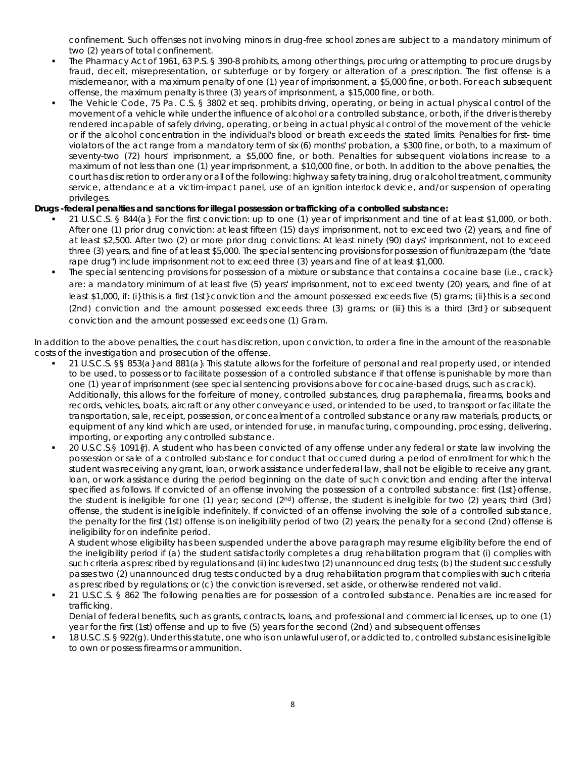confinement. Such offenses not involving minors in drug-free school zones are subject to a mandatory minimum of two (2) years of total confinement.

- The Pharmacy Act of 1961, 63 P.S. § 390-8 prohibits, among other things, procuring or attempting to procure drugs by fraud, deceit, misrepresentation, or subterfuge or by forgery or alteration of a prescription. The first offense is a misdemeanor, with a maximum penalty of one (1) year of imprisonment, a $5,000 fine, or both. For each subsequent offense, the maximum penalty is three (3) years of imprisonment, a $15,000 fine, or both.
- The Vehicle Code, 75 Pa. C.S. § 3802 et seq. prohibits driving, operating, or being in actual physical control of the movement of a vehicle while under the influence of alcohol or a controlled substance, or both, if the driver is thereby rendered incapable of safely driving, operating, or being in actual physical control of the movement of the vehicle or if the alcohol concentration in the individual's blood or breath exceeds the stated limits. Penalties for first- time violators of the act range from a mandatory term of six (6) months' probation, a $300 fine, or both, to a maximum of seventy-two (72) hours' imprisonment, a $5,000 fine, or both. Penalties for subsequent violations increase to a maximum of not less than one (1) year imprisonment, a $10,000 fine, or both. In addition to the above penalties, the court has discretion to order any or all of the following: highway safety training, drug or alcohol treatment, community service, attendance at a victim-impact panel, use of an ignition interlock device, and/or suspension of operating privileges.

**Drugs -federal penalties and sanctions for illegal possession or trafficking of a controlled substance:**

- 21 U.S.C.S. § 844(a}: For the first conviction: up to one (1) year of imprisonment and tine of at least $1,000, or both. After one (1) prior drug conviction: at least fifteen (15) days' imprisonment, not to exceed two (2) years, and fine of at least $2,500. After two (2) or more prior drug convictions: At least ninety (90) days' imprisonment, not to exceed three (3) years, and fine of at least $5,000. The special sentencing provisions for possession of flunitrazepam (the "date rape drug") include imprisonment not to exceed three (3) years and fine of at least $1,000.
- The special sentencing provisions for possession of a mixture or substance that contains a cocaine base (i.e., crack} are: a mandatory minimum of at least five (5) years' imprisonment, not to exceed twenty (20) years, and fine of at least $1,000, if: (i} this is a first (1st} conviction and the amount possessed exceeds five (5) grams; (ii} this is a second (2nd) conviction and the amount possessed exceeds three (3) grams; or (iii} this is a third (3rd} or subsequent conviction and the amount possessed exceeds one (1) Gram.

In addition to the above penalties, the court has discretion, upon conviction, to order a fine in the amount of the reasonable costs of the investigation and prosecution of the offense.

- 21 U.S.C.S. §§ 853(a} and 881(a}. This statute allows for the forfeiture of personal and real property used, or intended to be used, to possess or to facilitate possession of a controlled substance if that offense is punishable by more than one (1) year of imprisonment (see special sentencing provisions above for cocaine-based drugs, such as crack). Additionally, this allows for the forfeiture of money, controlled substances, drug paraphernalia, firearms, books and records, vehicles, boats, aircraft or any other conveyance used, or intended to be used, to transport or facilitate the transportation, sale, receipt, possession, or concealment of a controlled substance or any raw materials, products, or equipment of any kind which are used, or intended for use, in manufacturing, compounding, processing, delivering, importing, or exporting any controlled substance.
- 20 U.S.C.S.§ 1091{r). A student who has been convicted of any offense under any federal or state law involving the possession or sale of a controlled substance for conduct that occurred during a period of enrollment for which the student was receiving any grant, loan, or work assistance under federal law, shall not be eligible to receive any grant, loan, or work assistance during the period beginning on the date of such conviction and ending after the interval specified as follows. If convicted of an offense involving the possession of a controlled substance: first (1st} offense, the student is ineligible for one (1) year; second (2nd) offense, the student is ineligible for two (2) years; third (3rd) offense, the student is ineligible indefinitely. If convicted of an offense involving the sole of a controlled substance, the penalty for the first (1st) offense is on ineligibility period of two (2) years; the penalty for a second (2nd) offense is ineligibility for on indefinite period.

  A student whose eligibility has been suspended under the above paragraph may resume eligibility before the end of the ineligibility period if (a) the student satisfactorily completes a drug rehabilitation program that (i) complies with such criteria as prescribed by regulations and (ii) includes two (2) unannounced drug tests; (b) the student successfully passes two (2) unannounced drug tests conducted by a drug rehabilitation program that complies with such criteria as prescribed by regulations; or (c) the conviction is reversed, set aside, or otherwise rendered not valid.
- 21 U.S.C.S. § 862 The following penalties are for possession of a controlled substance. Penalties are increased for trafficking.

  Denial of federal benefits, such as grants, contracts, loans, and professional and commercial licenses, up to one (1) year for the first (1st) offense and up to five (5) years for the second (2nd) and subsequent offenses
- 18 U.S.C.S. § 922(g). Under this statute, one who is on unlawful user of, or addicted to, controlled substances is ineligible to own or possess firearms or ammunition.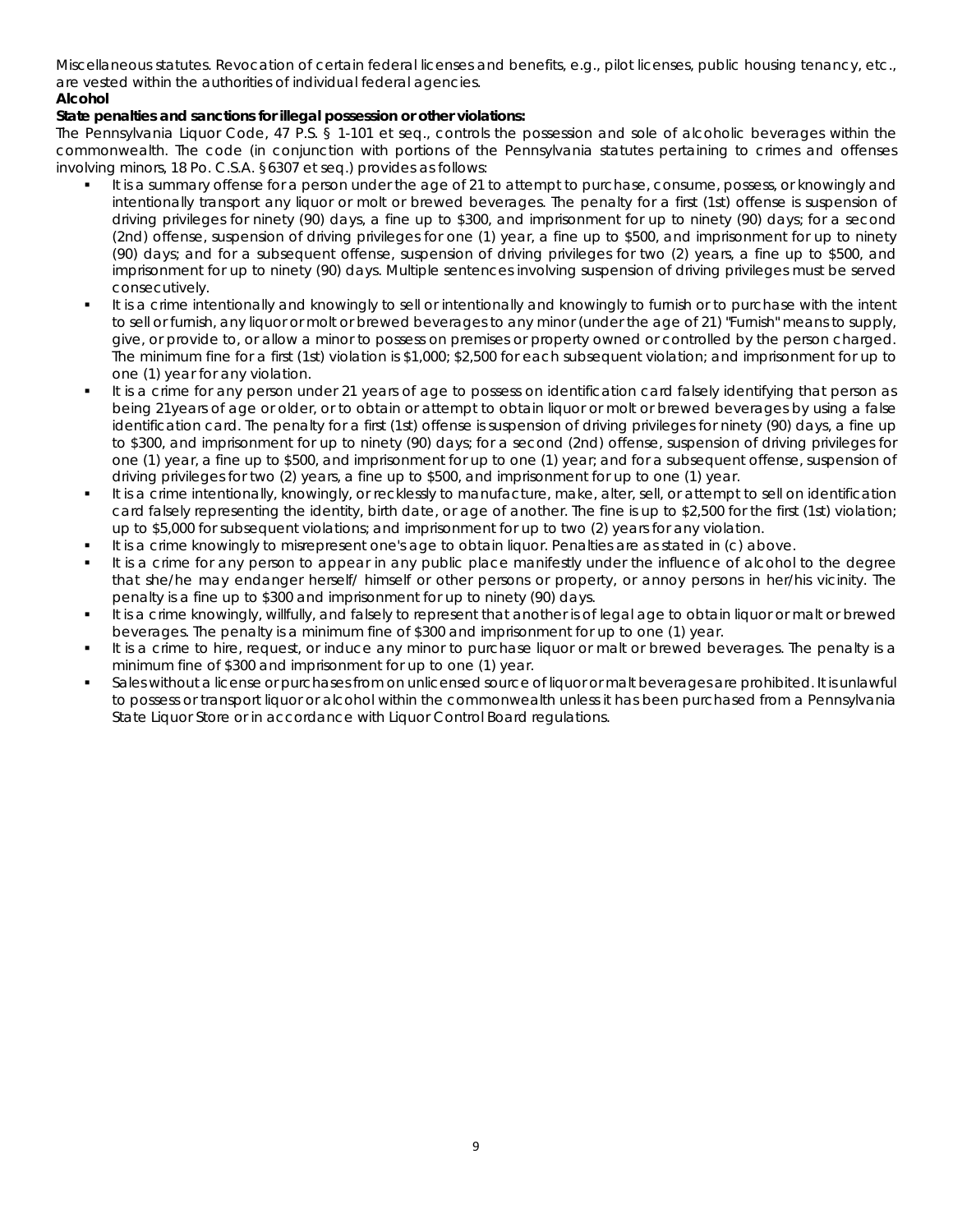Miscellaneous statutes. Revocation of certain federal licenses and benefits, e.g., pilot licenses, public housing tenancy, etc., are vested within the authorities of individual federal agencies.

**Alcohol**

**State penalties and sanctions for illegal possession or other violations:**

The Pennsylvania Liquor Code, 47 P.S. § 1-101 et seq., controls the possession and sole of alcoholic beverages within the commonwealth. The code (in conjunction with portions of the Pennsylvania statutes pertaining to crimes and offenses involving minors, 18 Po. C.S.A. §6307 et seq.) provides as follows:

- It is a summary offense for a person under the age of 21 to attempt to purchase, consume, possess, or knowingly and intentionally transport any liquor or molt or brewed beverages. The penalty for a first (1st) offense is suspension of driving privileges for ninety (90) days, a fine up to $300, and imprisonment for up to ninety (90) days; for a second (2nd) offense, suspension of driving privileges for one (1) year, a fine up to $500, and imprisonment for up to ninety (90) days; and for a subsequent offense, suspension of driving privileges for two (2) years, a fine up to $500, and imprisonment for up to ninety (90) days. Multiple sentences involving suspension of driving privileges must be served consecutively.
- It is a crime intentionally and knowingly to sell or intentionally and knowingly to furnish or to purchase with the intent to sell or furnish, any liquor or molt or brewed beverages to any minor (under the age of 21) "Furnish" means to supply, give, or provide to, or allow a minor to possess on premises or property owned or controlled by the person charged. The minimum fine for a first (1st) violation is $1,000; $2,500 for each subsequent violation; and imprisonment for up to one (1) year for any violation.
- It is a crime for any person under 21 years of age to possess on identification card falsely identifying that person as being 21years of age or older, or to obtain or attempt to obtain liquor or molt or brewed beverages by using a false identification card. The penalty for a first (1st) offense is suspension of driving privileges for ninety (90) days, a fine up to $300, and imprisonment for up to ninety (90) days; for a second (2nd) offense, suspension of driving privileges for one (1) year, a fine up to $500, and imprisonment for up to one (1) year; and for a subsequent offense, suspension of driving privileges for two (2) years, a fine up to $500, and imprisonment for up to one (1) year.
- It is a crime intentionally, knowingly, or recklessly to manufacture, make, alter, sell, or attempt to sell on identification card falsely representing the identity, birth date, or age of another. The fine is up to $2,500 for the first (1st) violation; up to $5,000 for subsequent violations; and imprisonment for up to two (2) years for any violation.
- It is a crime knowingly to misrepresent one's age to obtain liquor. Penalties are as stated in (c) above.
- It is a crime for any person to appear in any public place manifestly under the influence of alcohol to the degree that she/he may endanger herself/ himself or other persons or property, or annoy persons in her/his vicinity. The penalty is a fine up to $300 and imprisonment for up to ninety (90) days.
- It is a crime knowingly, willfully, and falsely to represent that another is of legal age to obtain liquor or malt or brewed beverages. The penalty is a minimum fine of $300 and imprisonment for up to one (1) year.
- It is a crime to hire, request, or induce any minor to purchase liquor or malt or brewed beverages. The penalty is a minimum fine of $300 and imprisonment for up to one (1) year.
- Sales without a license or purchases from on unlicensed source of liquor or malt beverages are prohibited. It is unlawful to possess or transport liquor or alcohol within the commonwealth unless it has been purchased from a Pennsylvania State Liquor Store or in accordance with Liquor Control Board regulations.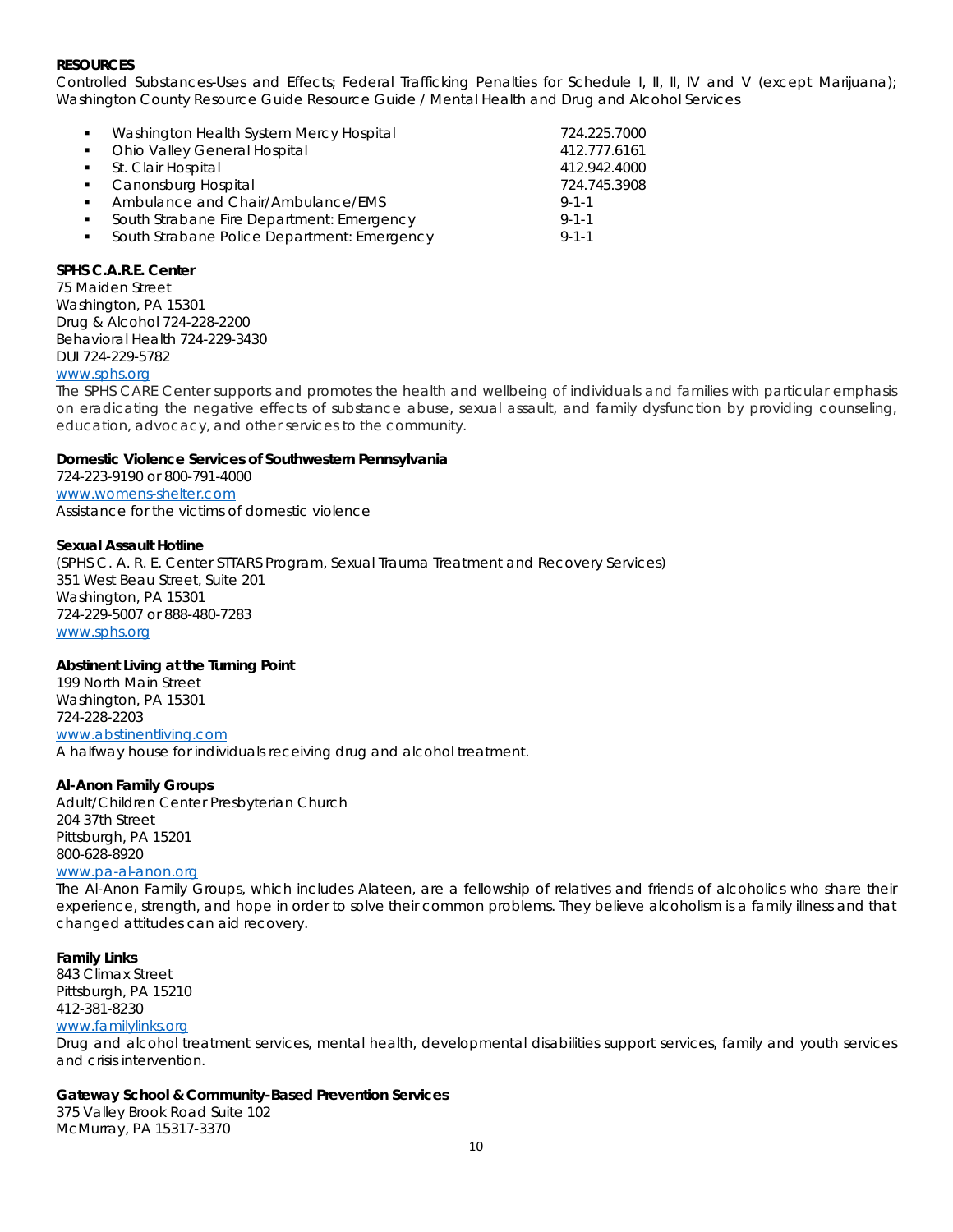**RESOURCES**

Controlled Substances-Uses and Effects; Federal Trafficking Penalties for Schedule I, II, II, IV and V (except Marijuana); Washington County Resource Guide Resource Guide / Mental Health and Drug and Alcohol Services

- Washington Health System Mercy Hospital 724.225.7000
- Ohio Valley General Hospital 412.777.6161
- St. Clair Hospital 412.942.4000
- Canonsburg Hospital 724.745.3908
- Ambulance and Chair/Ambulance/EMS 9-1-1
- South Strabane Fire Department: Emergency 9-1-1
- South Strabane Police Department: Emergency 9-1-1

**SPHS C.A.R.E. Center**
75 Maiden Street
Washington, PA 15301
Drug & Alcohol 724-228-2200
Behavioral Health 724-229-3430
DUI 724-229-5782
www.sphs.org
The SPHS CARE Center supports and promotes the health and wellbeing of individuals and families with particular emphasis on eradicating the negative effects of substance abuse, sexual assault, and family dysfunction by providing counseling, education, advocacy, and other services to the community.

**Domestic Violence Services of Southwestern Pennsylvania**
724-223-9190 or 800-791-4000
www.womens-shelter.com
Assistance for the victims of domestic violence

**Sexual Assault Hotline**
(SPHS C. A. R. E. Center STTARS Program, Sexual Trauma Treatment and Recovery Services)
351 West Beau Street, Suite 201
Washington, PA 15301
724-229-5007 or 888-480-7283
www.sphs.org

**Abstinent Living at the Turning Point**
199 North Main Street
Washington, PA 15301
724-228-2203
www.abstinentliving.com
A halfway house for individuals receiving drug and alcohol treatment.

**Al-Anon Family Groups**
Adult/Children Center Presbyterian Church
204 37th Street
Pittsburgh, PA 15201
800-628-8920
www.pa-al-anon.org
The Al-Anon Family Groups, which includes Alateen, are a fellowship of relatives and friends of alcoholics who share their experience, strength, and hope in order to solve their common problems. They believe alcoholism is a family illness and that changed attitudes can aid recovery.

**Family Links**
843 Climax Street
Pittsburgh, PA 15210
412-381-8230
www.familylinks.org
Drug and alcohol treatment services, mental health, developmental disabilities support services, family and youth services and crisis intervention.

**Gateway School & Community-Based Prevention Services**
375 Valley Brook Road Suite 102
McMurray, PA 15317-3370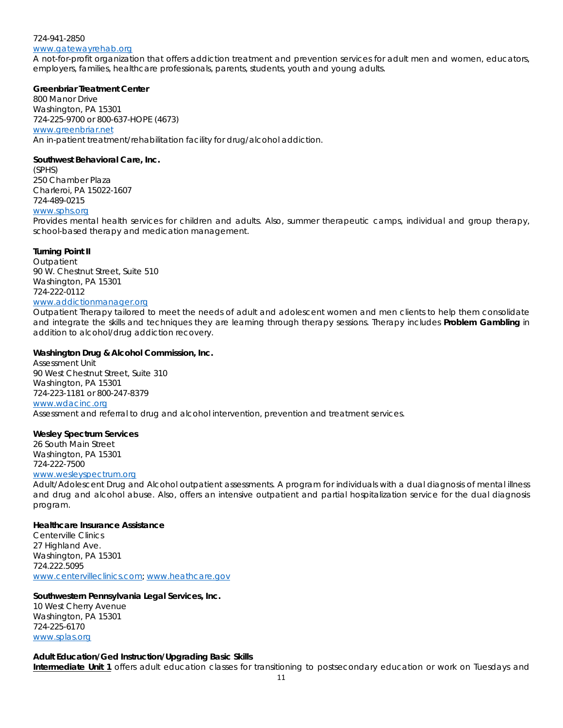724-941-2850
www.gatewayrehab.org
A not-for-profit organization that offers addiction treatment and prevention services for adult men and women, educators, employers, families, healthcare professionals, parents, students, youth and young adults.

**Greenbriar Treatment Center**
800 Manor Drive
Washington, PA 15301
724-225-9700 or 800-637-HOPE (4673)
www.greenbriar.net
An in-patient treatment/rehabilitation facility for drug/alcohol addiction.

**Southwest Behavioral Care, Inc.**
(SPHS)
250 Chamber Plaza
Charleroi, PA 15022-1607
724-489-0215
www.sphs.org
Provides mental health services for children and adults. Also, summer therapeutic camps, individual and group therapy, school-based therapy and medication management.

**Turning Point II**
Outpatient
90 W. Chestnut Street, Suite 510
Washington, PA 15301
724-222-0112
www.addictionmanager.org
Outpatient Therapy tailored to meet the needs of adult and adolescent women and men clients to help them consolidate and integrate the skills and techniques they are learning through therapy sessions. Therapy includes **Problem Gambling** in addition to alcohol/drug addiction recovery.

**Washington Drug & Alcohol Commission, Inc.**
Assessment Unit
90 West Chestnut Street, Suite 310
Washington, PA 15301
724-223-1181 or 800-247-8379
www.wdacinc.org
Assessment and referral to drug and alcohol intervention, prevention and treatment services.

**Wesley Spectrum Services**
26 South Main Street
Washington, PA 15301
724-222-7500
www.wesleyspectrum.org
Adult/Adolescent Drug and Alcohol outpatient assessments. A program for individuals with a dual diagnosis of mental illness and drug and alcohol abuse. Also, offers an intensive outpatient and partial hospitalization service for the dual diagnosis program.

**Healthcare Insurance Assistance**
Centerville Clinics
27 Highland Ave.
Washington, PA 15301
724.222.5095
www.centervilleclinics.com; www.heathcare.gov

**Southwestern Pennsylvania Legal Services, Inc.**
10 West Cherry Avenue
Washington, PA 15301
724-225-6170
www.splas.org

**Adult Education/Ged Instruction/Upgrading Basic Skills**
**Intermediate Unit 1** offers adult education classes for transitioning to postsecondary education or work on Tuesdays and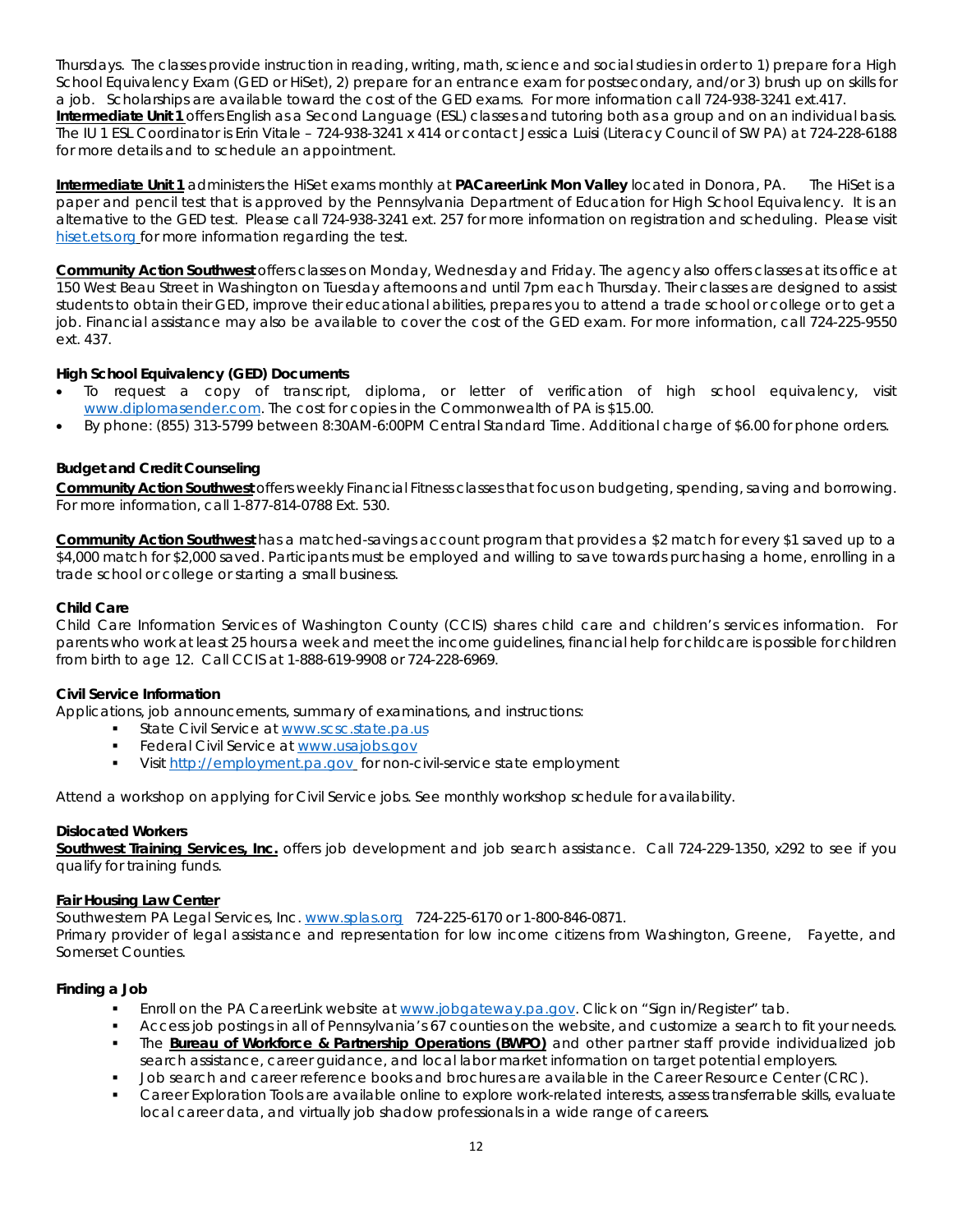Thursdays. The classes provide instruction in reading, writing, math, science and social studies in order to 1) prepare for a High School Equivalency Exam (GED or HiSet), 2) prepare for an entrance exam for postsecondary, and/or 3) brush up on skills for a job. Scholarships are available toward the cost of the GED exams. For more information call 724-938-3241 ext.417.

**Intermediate Unit 1** offers English as a Second Language (ESL) classes and tutoring both as a group and on an individual basis. The IU 1 ESL Coordinator is Erin Vitale – 724-938-3241 x 414 or contact Jessica Luisi (Literacy Council of SW PA) at 724-228-6188 for more details and to schedule an appointment.

**Intermediate Unit 1** administers the HiSet exams monthly at **PACareerLink Mon Valley** located in Donora, PA. The HiSet is a paper and pencil test that is approved by the Pennsylvania Department of Education for High School Equivalency. It is an alternative to the GED test. Please call 724-938-3241 ext. 257 for more information on registration and scheduling. Please visit hiset.ets.org for more information regarding the test.

**Community Action Southwest** offers classes on Monday, Wednesday and Friday. The agency also offers classes at its office at 150 West Beau Street in Washington on Tuesday afternoons and until 7pm each Thursday. Their classes are designed to assist students to obtain their GED, improve their educational abilities, prepares you to attend a trade school or college or to get a job. Financial assistance may also be available to cover the cost of the GED exam. For more information, call 724-225-9550 ext. 437.

**High School Equivalency (GED) Documents**

- To request a copy of transcript, diploma, or letter of verification of high school equivalency, visit www.diplomasender.com. The cost for copies in the Commonwealth of PA is $15.00.
- By phone: (855) 313-5799 between 8:30AM-6:00PM Central Standard Time. Additional charge of $6.00 for phone orders.

**Budget and Credit Counseling**

**Community Action Southwest** offers weekly Financial Fitness classes that focus on budgeting, spending, saving and borrowing. For more information, call 1-877-814-0788 Ext. 530.

**Community Action Southwest** has a matched-savings account program that provides a $2 match for every $1 saved up to a $4,000 match for $2,000 saved. Participants must be employed and willing to save towards purchasing a home, enrolling in a trade school or college or starting a small business.

**Child Care**

Child Care Information Services of Washington County (CCIS) shares child care and children's services information. For parents who work at least 25 hours a week and meet the income guidelines, financial help for childcare is possible for children from birth to age 12. Call CCIS at 1-888-619-9908 or 724-228-6969.

**Civil Service Information**

Applications, job announcements, summary of examinations, and instructions:

- State Civil Service at www.scsc.state.pa.us
- Federal Civil Service at www.usajobs.gov
- Visit http://employment.pa.gov for non-civil-service state employment

Attend a workshop on applying for Civil Service jobs. See monthly workshop schedule for availability.

**Dislocated Workers**

**Southwest Training Services, Inc.** offers job development and job search assistance. Call 724-229-1350, x292 to see if you qualify for training funds.

**Fair Housing Law Center**

Southwestern PA Legal Services, Inc. www.splas.org 724-225-6170 or 1-800-846-0871.
Primary provider of legal assistance and representation for low income citizens from Washington, Greene, Fayette, and Somerset Counties.

**Finding a Job**

- Enroll on the PA CareerLink website at www.jobgateway.pa.gov. Click on "Sign in/Register" tab.
- Access job postings in all of Pennsylvania's 67 counties on the website, and customize a search to fit your needs.
- The **Bureau of Workforce & Partnership Operations (BWPO)** and other partner staff provide individualized job search assistance, career guidance, and local labor market information on target potential employers.
- Job search and career reference books and brochures are available in the Career Resource Center (CRC).
- Career Exploration Tools are available online to explore work-related interests, assess transferrable skills, evaluate local career data, and virtually job shadow professionals in a wide range of careers.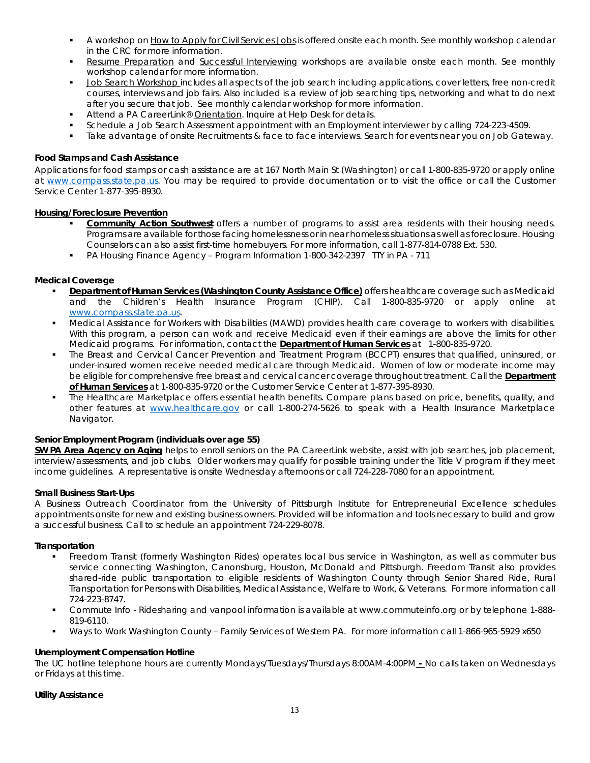- A workshop on How to Apply for Civil Services Jobs is offered onsite each month. See monthly workshop calendar in the CRC for more information.
- Resume Preparation and Successful Interviewing workshops are available onsite each month. See monthly workshop calendar for more information.
- Job Search Workshop includes all aspects of the job search including applications, cover letters, free non-credit courses, interviews and job fairs. Also included is a review of job searching tips, networking and what to do next after you secure that job. See monthly calendar workshop for more information.
- Attend a PA CareerLink® Orientation. Inquire at Help Desk for details.
- Schedule a Job Search Assessment appointment with an Employment interviewer by calling 724-223-4509.
- Take advantage of onsite Recruitments & face to face interviews. Search for events near you on Job Gateway.

**Food Stamps and Cash Assistance**

Applications for food stamps or cash assistance are at 167 North Main St (Washington) or call 1-800-835-9720 or apply online at www.compass.state.pa.us. You may be required to provide documentation or to visit the office or call the Customer Service Center 1-877-395-8930.

**Housing/Foreclosure Prevention**

- **Community Action Southwest** offers a number of programs to assist area residents with their housing needs. Programs are available for those facing homelessness or in near homeless situations as well as foreclosure. Housing Counselors can also assist first-time homebuyers. For more information, call 1-877-814-0788 Ext. 530.
- PA Housing Finance Agency – Program Information 1-800-342-2397 TTY in PA - 711

**Medical Coverage**

- **Department of Human Services (Washington County Assistance Office)** offers healthcare coverage such as Medicaid and the Children's Health Insurance Program (CHIP). Call 1-800-835-9720 or apply online at www.compass.state.pa.us.
- Medical Assistance for Workers with Disabilities (MAWD) provides health care coverage to workers with disabilities. With this program, a person can work and receive Medicaid even if their earnings are above the limits for other Medicaid programs. For information, contact the **Department of Human Services** at 1-800-835-9720.
- The Breast and Cervical Cancer Prevention and Treatment Program (BCCPT) ensures that qualified, uninsured, or under-insured women receive needed medical care through Medicaid. Women of low or moderate income may be eligible for comprehensive free breast and cervical cancer coverage throughout treatment. Call the **Department of Human Services** at 1-800-835-9720 or the Customer Service Center at 1-877-395-8930.
- The Healthcare Marketplace offers essential health benefits. Compare plans based on price, benefits, quality, and other features at www.healthcare.gov or call 1-800-274-5626 to speak with a Health Insurance Marketplace Navigator.

**Senior Employment Program (individuals over age 55)**

**SW PA Area Agency on Aging** helps to enroll seniors on the PA CareerLink website, assist with job searches, job placement, interview/assessments, and job clubs. Older workers may qualify for possible training under the Title V program if they meet income guidelines. A representative is onsite Wednesday afternoons or call 724-228-7080 for an appointment.

**Small Business Start-Ups**

A Business Outreach Coordinator from the University of Pittsburgh Institute for Entrepreneurial Excellence schedules appointments onsite for new and existing business owners. Provided will be information and tools necessary to build and grow a successful business. Call to schedule an appointment 724-229-8078.

**Transportation**

- Freedom Transit (formerly Washington Rides) operates local bus service in Washington, as well as commuter bus service connecting Washington, Canonsburg, Houston, McDonald and Pittsburgh. Freedom Transit also provides shared-ride public transportation to eligible residents of Washington County through Senior Shared Ride, Rural Transportation for Persons with Disabilities, Medical Assistance, Welfare to Work, & Veterans. For more information call 724-223-8747.
- Commute Info - Ridesharing and vanpool information is available at www.commuteinfo.org or by telephone 1-888-819-6110.
- Ways to Work Washington County – Family Services of Western PA. For more information call 1-866-965-5929 x650

**Unemployment Compensation Hotline**

The UC hotline telephone hours are currently Mondays/Tuesdays/Thursdays 8:00AM-4:00PM - No calls taken on Wednesdays or Fridays at this time.

**Utility Assistance**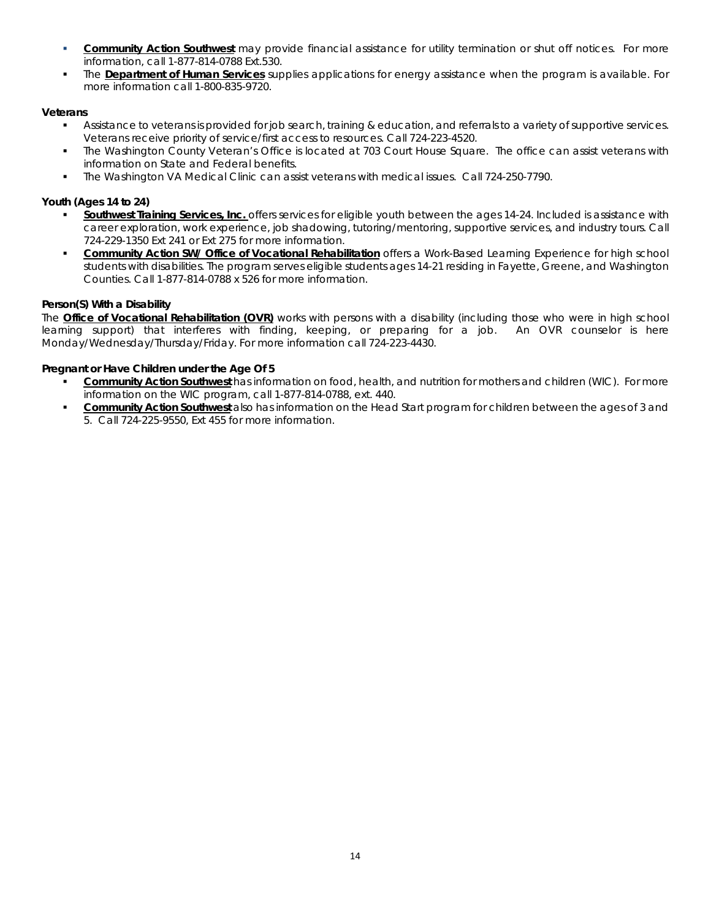- **Community Action Southwest** may provide financial assistance for utility termination or shut off notices. For more information, call 1-877-814-0788 Ext.530.
- The **Department of Human Services** supplies applications for energy assistance when the program is available. For more information call 1-800-835-9720.

**Veterans**

- Assistance to veterans is provided for job search, training & education, and referrals to a variety of supportive services. Veterans receive priority of service/first access to resources. Call 724-223-4520.
- The Washington County Veteran's Office is located at 703 Court House Square. The office can assist veterans with information on State and Federal benefits.
- The Washington VA Medical Clinic can assist veterans with medical issues. Call 724-250-7790.

**Youth (Ages 14 to 24)**

- **Southwest Training Services, Inc.** offers services for eligible youth between the ages 14-24. Included is assistance with career exploration, work experience, job shadowing, tutoring/mentoring, supportive services, and industry tours. Call 724-229-1350 Ext 241 or Ext 275 for more information.
- **Community Action SW/ Office of Vocational Rehabilitation** offers a Work-Based Learning Experience for high school students with disabilities. The program serves eligible students ages 14-21 residing in Fayette, Greene, and Washington Counties. Call 1-877-814-0788 x 526 for more information.

**Person(S) With a Disability**

The **Office of Vocational Rehabilitation (OVR)** works with persons with a disability (including those who were in high school learning support) that interferes with finding, keeping, or preparing for a job. An OVR counselor is here Monday/Wednesday/Thursday/Friday. For more information call 724-223-4430.

**Pregnant or Have Children under the Age Of 5**

- **Community Action Southwest** has information on food, health, and nutrition for mothers and children (WIC). For more information on the WIC program, call 1-877-814-0788, ext. 440.
- **Community Action Southwest** also has information on the Head Start program for children between the ages of 3 and 5. Call 724-225-9550, Ext 455 for more information.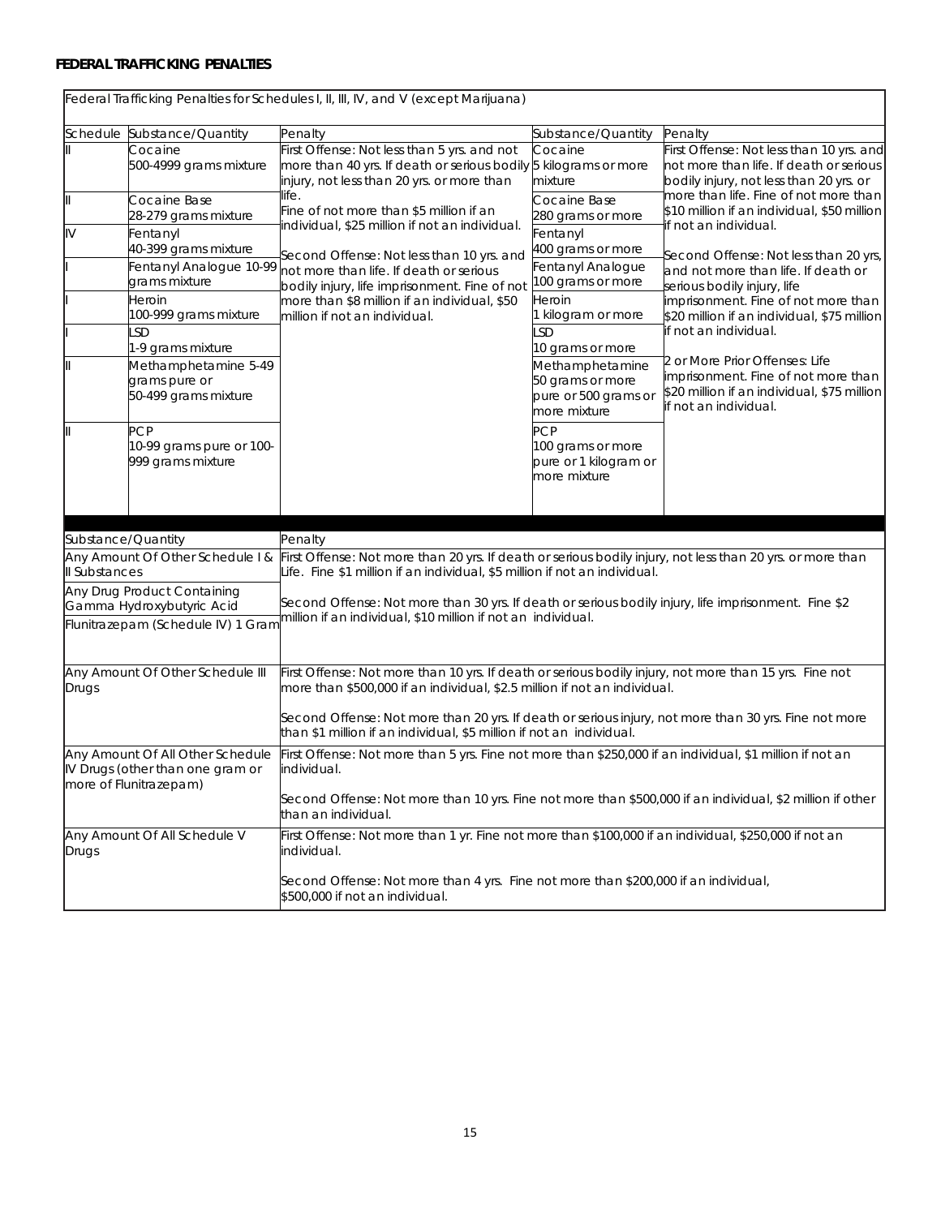**FEDERAL TRAFFICKING PENALTIES**

| Federal Trafficking Penalties for Schedules I, II, III, IV, and V (except Marijuana) | | | | |
|---|---|---|---|---|
| Schedule | Substance/Quantity | Penalty | Substance/Quantity | Penalty |
| II | Cocaine 500-4999 grams mixture | First Offense: Not less than 5 yrs. and not more than 40 yrs. If death or serious bodily injury, not less than 20 yrs. or more than life. Fine of not more than $5 million if an individual, $25 million if not an individual. Second Offense: Not less than 10 yrs. and not more than life. If death or serious bodily injury, life imprisonment. Fine of not more than $8 million if an individual, $50 million if not an individual. | Cocaine 5 kilograms or more mixture | First Offense: Not less than 10 yrs. and not more than life. If death or serious bodily injury, not less than 20 yrs. or more than life. Fine of not more than $10 million if an individual, $50 million if not an individual. Second Offense: Not less than 20 yrs, and not more than life. If death or serious bodily injury, life imprisonment. Fine of not more than $20 million if an individual, $75 million if not an individual. 2 or More Prior Offenses: Life imprisonment. Fine of not more than $20 million if an individual, $75 million if not an individual. |
| II | Cocaine Base 28-279 grams mixture | | Cocaine Base 280 grams or more | |
| IV | Fentanyl 40-399 grams mixture | | Fentanyl 400 grams or more | |
| I | Fentanyl Analogue 10-99 grams mixture | | Fentanyl Analogue 100 grams or more | |
| I | Heroin 100-999 grams mixture | | Heroin 1 kilogram or more | |
| I | LSD 1-9 grams mixture | | LSD 10 grams or more | |
| II | Methamphetamine 5-49 grams pure or 50-499 grams mixture | | Methamphetamine 50 grams or more pure or 500 grams or more mixture | |
| II | PCP 10-99 grams pure or 100-999 grams mixture | | PCP 100 grams or more pure or 1 kilogram or more mixture | |

| Substance/Quantity | Penalty |
|---|---|
| Any Amount Of Other Schedule I & II Substances<br>Any Drug Product Containing Gamma Hydroxybutyric Acid<br>Flunitrazepam (Schedule IV) 1 Gram | First Offense: Not more than 20 yrs. If death or serious bodily injury, not less than 20 yrs. or more than Life. Fine $1 million if an individual, $5 million if not an individual.<br><br>Second Offense: Not more than 30 yrs. If death or serious bodily injury, life imprisonment. Fine $2 million if an individual, $10 million if not an individual. |
| Any Amount Of Other Schedule III Drugs | First Offense: Not more than 10 yrs. If death or serious bodily injury, not more than 15 yrs. Fine not more than $500,000 if an individual, $2.5 million if not an individual.<br><br>Second Offense: Not more than 20 yrs. If death or serious injury, not more than 30 yrs. Fine not more than $1 million if an individual, $5 million if not an individual. |
| Any Amount Of All Other Schedule IV Drugs (other than one gram or more of Flunitrazepam) | First Offense: Not more than 5 yrs. Fine not more than $250,000 if an individual, $1 million if not an individual.<br><br>Second Offense: Not more than 10 yrs. Fine not more than $500,000 if an individual, $2 million if other than an individual. |
| Any Amount Of All Schedule V Drugs | First Offense: Not more than 1 yr. Fine not more than $100,000 if an individual, $250,000 if not an individual.<br><br>Second Offense: Not more than 4 yrs. Fine not more than $200,000 if an individual, $500,000 if not an individual. |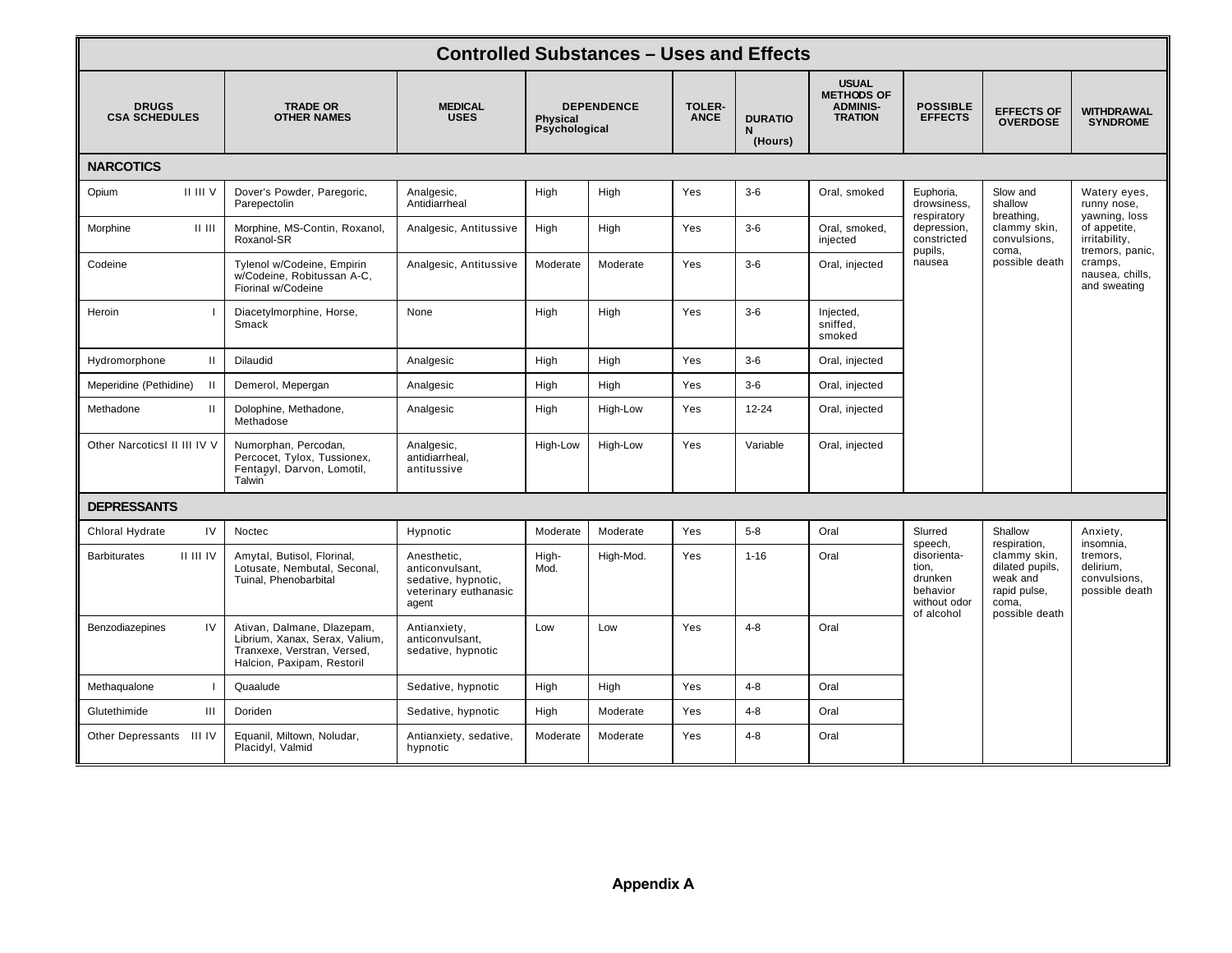## Controlled Substances – Uses and Effects

| DRUGS CSA SCHEDULES | TRADE OR OTHER NAMES | MEDICAL USES | DEPENDENCE Physical | Psychological | TOLER-ANCE | DURATION (Hours) | USUAL METHODS OF ADMINIS-TRATION | POSSIBLE EFFECTS | EFFECTS OF OVERDOSE | WITHDRAWAL SYNDROME |
|---|---|---|---|---|---|---|---|---|---|---|
| **NARCOTICS** | | | | | | | | | | |
| Opium II III V | Dover's Powder, Paregoric, Parepectolin | Analgesic, Antidiarrheal | High | High | Yes | 3-6 | Oral, smoked | Euphoria, drowsiness, respiratory depression, constricted pupils, nausea | Slow and shallow breathing, clammy skin, convulsions, coma, possible death | Watery eyes, runny nose, yawning, loss of appetite, irritability, tremors, panic, cramps, nausea, chills, and sweating |
| Morphine II III | Morphine, MS-Contin, Roxanol, Roxanol-SR | Analgesic, Antitussive | High | High | Yes | 3-6 | Oral, smoked, injected | | | |
| Codeine | Tylenol w/Codeine, Empirin w/Codeine, Robitussan A-C, Fiorinal w/Codeine | Analgesic, Antitussive | Moderate | Moderate | Yes | 3-6 | Oral, injected | | | |
| Heroin I | Diacetylmorphine, Horse, Smack | None | High | High | Yes | 3-6 | Injected, sniffed, smoked | | | |
| Hydromorphone II | Dilaudid | Analgesic | High | High | Yes | 3-6 | Oral, injected | | | |
| Meperidine (Pethidine) II | Demerol, Mepergan | Analgesic | High | High | Yes | 3-6 | Oral, injected | | | |
| Methadone II | Dolophine, Methadone, Methadose | Analgesic | High | High-Low | Yes | 12-24 | Oral, injected | | | |
| Other Narcotics I II III IV V | Numorphan, Percodan, Percocet, Tylox, Tussionex, Fentanyl, Darvon, Lomotil, Talwin | Analgesic, antidiarrheal, antitussive | High-Low | High-Low | Yes | Variable | Oral, injected | | | |
| **DEPRESSANTS** | | | | | | | | | | |
| Chloral Hydrate IV | Noctec | Hypnotic | Moderate | Moderate | Yes | 5-8 | Oral | Slurred speech, disorientation, drunken behavior without odor of alcohol | Shallow respiration, clammy skin, dilated pupils, weak and rapid pulse, coma, possible death | Anxiety, insomnia, tremors, delirium, convulsions, possible death |
| Barbiturates II III IV | Amytal, Butisol, Florinal, Lotusate, Nembutal, Seconal, Tuinal, Phenobarbital | Anesthetic, anticonvulsant, sedative, hypnotic, veterinary euthanasic agent | High-Mod. | High-Mod. | Yes | 1-16 | Oral | | | |
| Benzodiazepines IV | Ativan, Dalmane, Dlazepam, Librium, Xanax, Serax, Valium, Tranxexe, Verstran, Versed, Halcion, Paxipam, Restoril | Antianxiety, anticonvulsant, sedative, hypnotic | Low | Low | Yes | 4-8 | Oral | | | |
| Methaqualone I | Quaalude | Sedative, hypnotic | High | High | Yes | 4-8 | Oral | | | |
| Glutethimide III | Doriden | Sedative, hypnotic | High | Moderate | Yes | 4-8 | Oral | | | |
| Other Depressants III IV | Equanil, Miltown, Noludar, Placidyl, Valmid | Antianxiety, sedative, hypnotic | Moderate | Moderate | Yes | 4-8 | Oral | | | |

**Appendix A**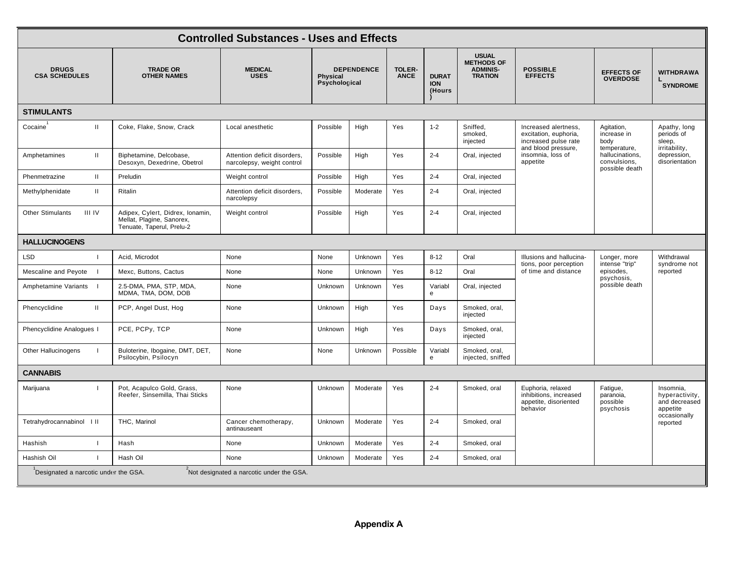## Controlled Substances - Uses and Effects

| DRUGS CSA SCHEDULES | | TRADE OR OTHER NAMES | MEDICAL USES | DEPENDENCE Physical | Psychological | TOLER-ANCE | DURATION (Hours) | USUAL METHODS OF ADMINIS-TRATION | POSSIBLE EFFECTS | EFFECTS OF OVERDOSE | WITHDRAWAL SYNDROME |
|---|---|---|---|---|---|---|---|---|---|---|---|
| **STIMULANTS** | | | | | | | | | | | |
| Cocaine[1] | II | Coke, Flake, Snow, Crack | Local anesthetic | Possible | High | Yes | 1-2 | Sniffed, smoked, injected | Increased alertness, excitation, euphoria, increased pulse rate and blood pressure, insomnia, loss of appetite | Agitation, increase in body temperature, hallucinations, convulsions, possible death | Apathy, long periods of sleep, irritability, depression, disorientation |
| Amphetamines | II | Biphetamine, Delcobase, Desoxyn, Dexedrine, Obetrol | Attention deficit disorders, narcolepsy, weight control | Possible | High | Yes | 2-4 | Oral, injected | | | |
| Phenmetrazine | II | Preludin | Weight control | Possible | High | Yes | 2-4 | Oral, injected | | | |
| Methylphenidate | II | Ritalin | Attention deficit disorders, narcolepsy | Possible | Moderate | Yes | 2-4 | Oral, injected | | | |
| Other Stimulants | III IV | Adipex, Cylert, Didrex, Ionamin, Mellat, Plagine, Sanorex, Tenuate, Taperul, Prelu-2 | Weight control | Possible | High | Yes | 2-4 | Oral, injected | | | |
| **HALLUCINOGENS** | | | | | | | | | | | |
| LSD | I | Acid, Microdot | None | None | Unknown | Yes | 8-12 | Oral | Illusions and hallucinations, poor perception of time and distance | Longer, more intense "trip" episodes, psychosis, possible death | Withdrawal syndrome not reported |
| Mescaline and Peyote | I | Mexc, Buttons, Cactus | None | None | Unknown | Yes | 8-12 | Oral | | | |
| Amphetamine Variants | I | 2.5-DMA, PMA, STP, MDA, MDMA, TMA, DOM, DOB | None | Unknown | Unknown | Yes | Variable | Oral, injected | | | |
| Phencyclidine | II | PCP, Angel Dust, Hog | None | Unknown | High | Yes | Days | Smoked, oral, injected | | | |
| Phencyclidine Analogues | I | PCE, PCPy, TCP | None | Unknown | High | Yes | Days | Smoked, oral, injected | | | |
| Other Hallucinogens | I | Buloterine, Ibogaine, DMT, DET, Psilocybin, Psilocyn | None | None | Unknown | Possible | Variable | Smoked, oral, injected, sniffed | | | |
| **CANNABIS** | | | | | | | | | | | |
| Marijuana | I | Pot, Acapulco Gold, Grass, Reefer, Sinsemilla, Thai Sticks | None | Unknown | Moderate | Yes | 2-4 | Smoked, oral | Euphoria, relaxed inhibitions, increased appetite, disoriented behavior | Fatigue, paranoia, possible psychosis | Insomnia, hyperactivity, and decreased appetite occasionally reported |
| Tetrahydrocannabinol | I II | THC, Marinol | Cancer chemotherapy, antinauseant | Unknown | Moderate | Yes | 2-4 | Smoked, oral | | | |
| Hashish | I | Hash | None | Unknown | Moderate | Yes | 2-4 | Smoked, oral | | | |
| Hashish Oil | I | Hash Oil | None | Unknown | Moderate | Yes | 2-4 | Smoked, oral | | | |

[1] Designated a narcotic under the CSA. [2] Not designated a narcotic under the CSA.

**Appendix A**